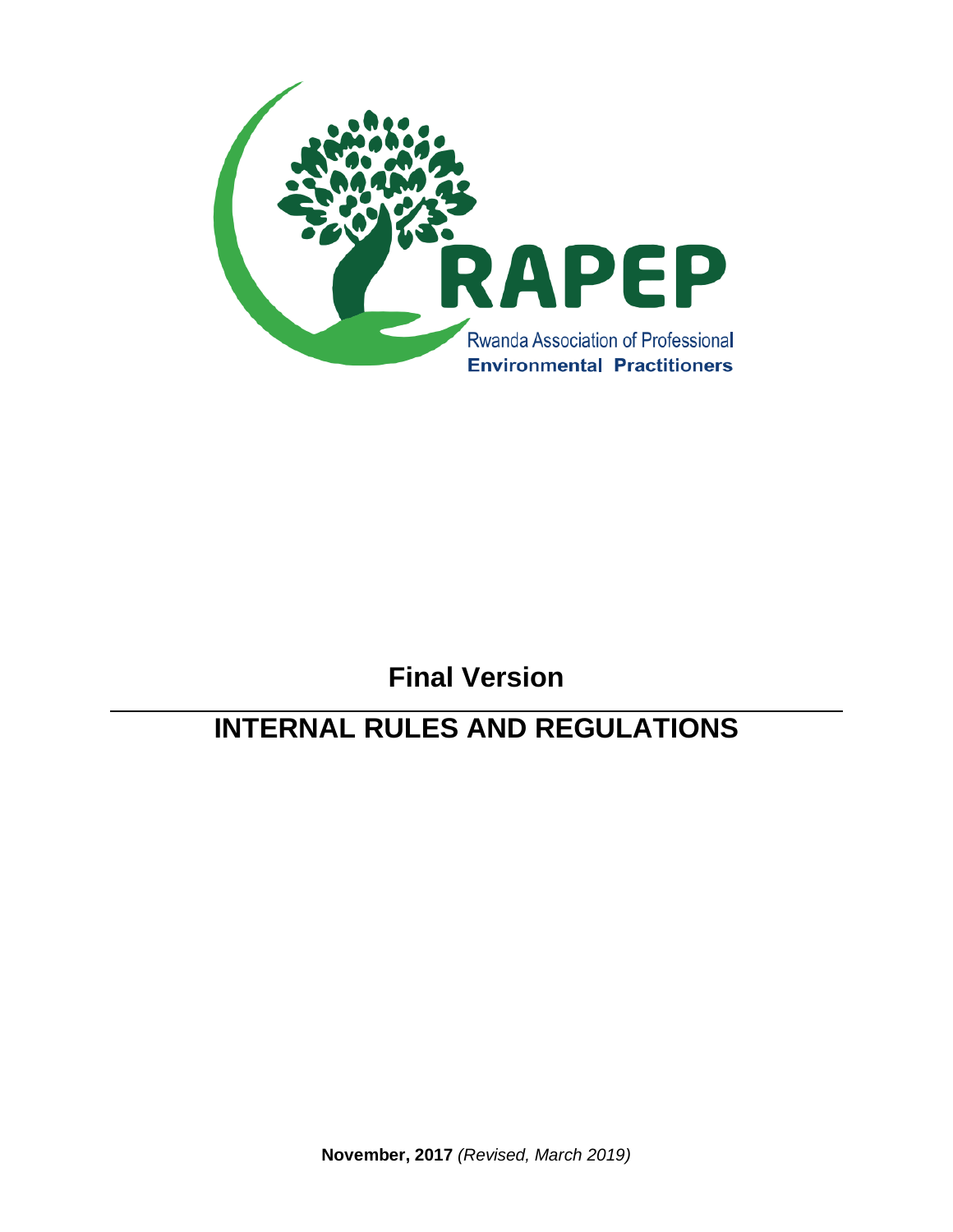RAPEP

Rwanda Association of Professional **Environmental Practitioners**

# Final Version

# INTERNAL RULES AND REGULATIONS

**November, 2017** *(Revised, March 2019)*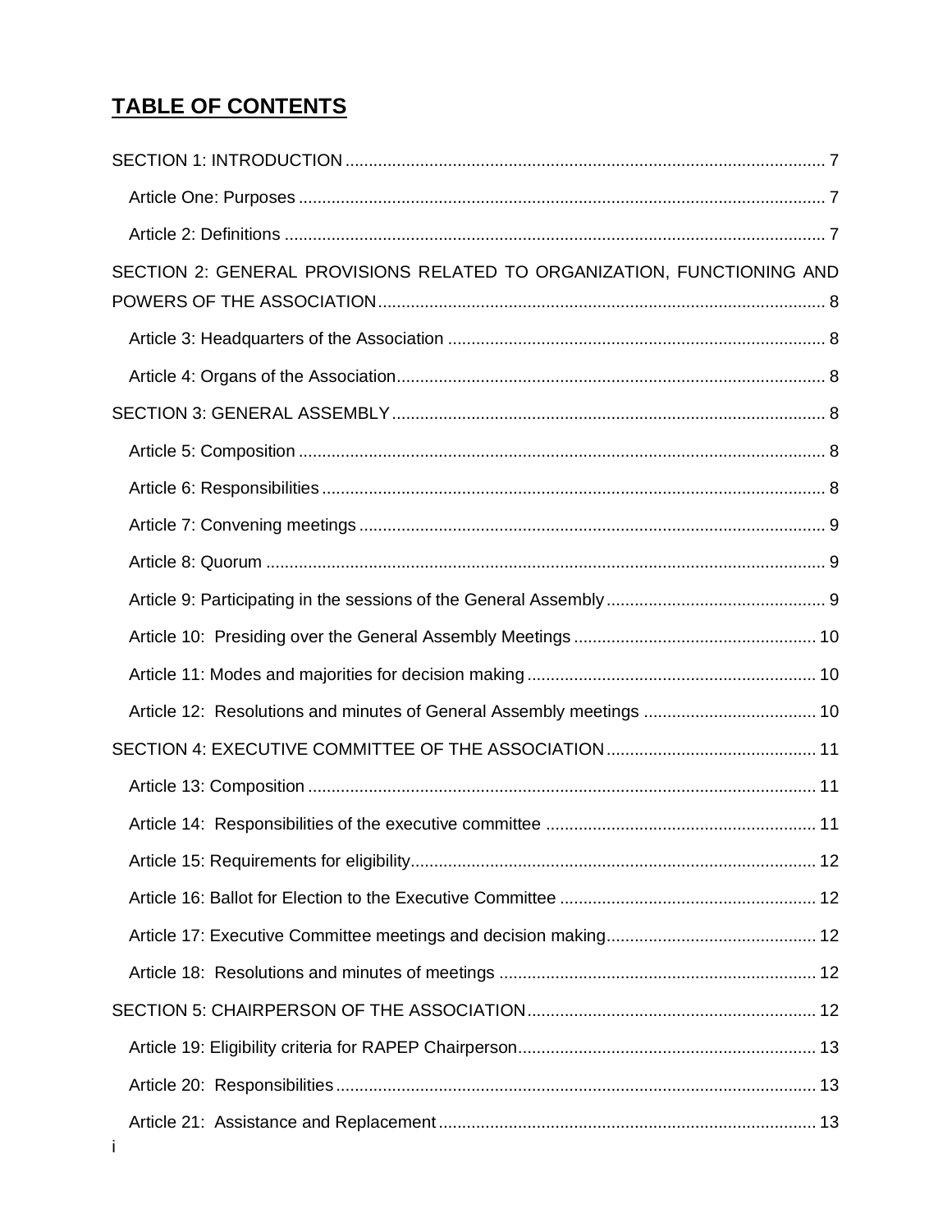# TABLE OF CONTENTS

SECTION 1: INTRODUCTION ...... 7

- Article One: Purposes ...... 7
- Article 2: Definitions ...... 7

SECTION 2: GENERAL PROVISIONS RELATED TO ORGANIZATION, FUNCTIONING AND POWERS OF THE ASSOCIATION ...... 8

- Article 3: Headquarters of the Association ...... 8
- Article 4: Organs of the Association ...... 8

SECTION 3: GENERAL ASSEMBLY ...... 8

- Article 5: Composition ...... 8
- Article 6: Responsibilities ...... 8
- Article 7: Convening meetings ...... 9
- Article 8: Quorum ...... 9
- Article 9: Participating in the sessions of the General Assembly ...... 9
- Article 10: Presiding over the General Assembly Meetings ...... 10
- Article 11: Modes and majorities for decision making ...... 10
- Article 12: Resolutions and minutes of General Assembly meetings ...... 10

SECTION 4: EXECUTIVE COMMITTEE OF THE ASSOCIATION ...... 11

- Article 13: Composition ...... 11
- Article 14: Responsibilities of the executive committee ...... 11
- Article 15: Requirements for eligibility ...... 12
- Article 16: Ballot for Election to the Executive Committee ...... 12
- Article 17: Executive Committee meetings and decision making ...... 12
- Article 18: Resolutions and minutes of meetings ...... 12

SECTION 5: CHAIRPERSON OF THE ASSOCIATION ...... 12

- Article 19: Eligibility criteria for RAPEP Chairperson ...... 13
- Article 20: Responsibilities ...... 13
- Article 21: Assistance and Replacement ...... 13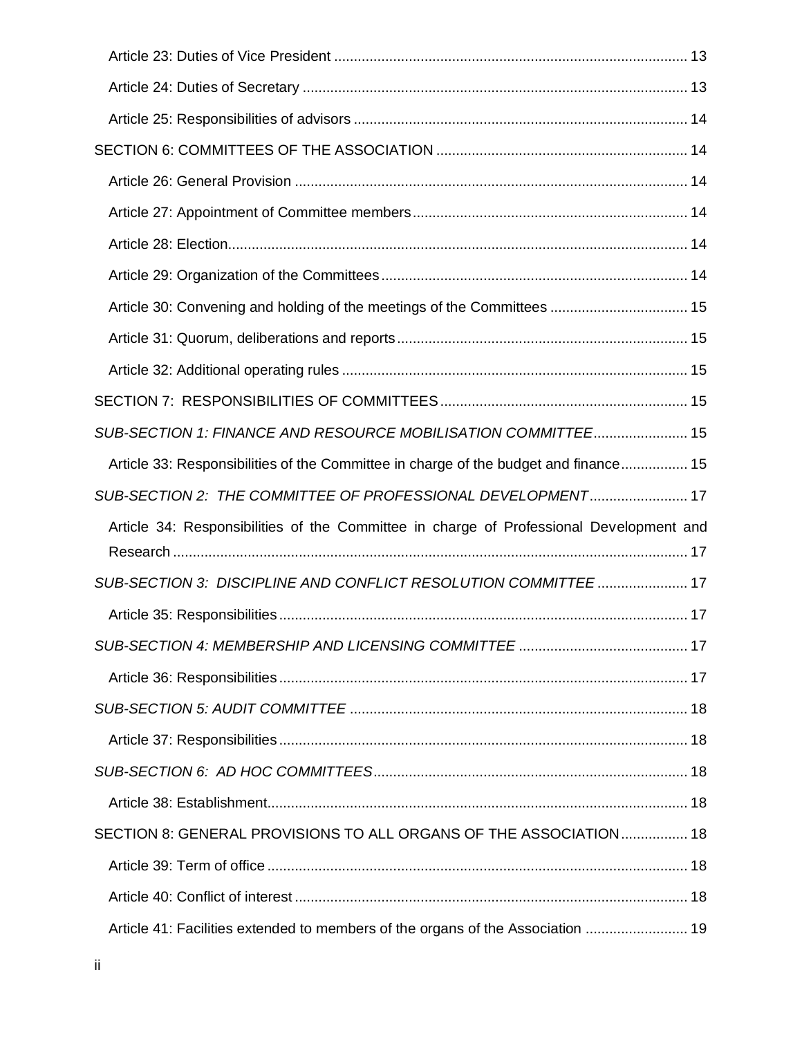Article 23: Duties of Vice President ........................................................................................ 13

Article 24: Duties of Secretary ................................................................................................ 13

Article 25: Responsibilities of advisors ................................................................................... 14

SECTION 6: COMMITTEES OF THE ASSOCIATION ............................................................... 14

Article 26: General Provision ................................................................................................... 14

Article 27: Appointment of Committee members..................................................................... 14

Article 28: Election.................................................................................................................... 14

Article 29: Organization of the Committees ............................................................................. 14

Article 30: Convening and holding of the meetings of the Committees .................................. 15

Article 31: Quorum, deliberations and reports ......................................................................... 15

Article 32: Additional operating rules ....................................................................................... 15

SECTION 7: RESPONSIBILITIES OF COMMITTEES .............................................................. 15

*SUB-SECTION 1: FINANCE AND RESOURCE MOBILISATION COMMITTEE*........................ 15

Article 33: Responsibilities of the Committee in charge of the budget and finance................. 15

*SUB-SECTION 2: THE COMMITTEE OF PROFESSIONAL DEVELOPMENT*......................... 17

Article 34: Responsibilities of the Committee in charge of Professional Development and Research .................................................................................................................................. 17

*SUB-SECTION 3: DISCIPLINE AND CONFLICT RESOLUTION COMMITTEE* ....................... 17

Article 35: Responsibilities ....................................................................................................... 17

*SUB-SECTION 4: MEMBERSHIP AND LICENSING COMMITTEE* ........................................... 17

Article 36: Responsibilities ....................................................................................................... 17

*SUB-SECTION 5: AUDIT COMMITTEE* ..................................................................................... 18

Article 37: Responsibilities ....................................................................................................... 18

*SUB-SECTION 6: AD HOC COMMITTEES*............................................................................... 18

Article 38: Establishment.......................................................................................................... 18

SECTION 8: GENERAL PROVISIONS TO ALL ORGANS OF THE ASSOCIATION ................. 18

Article 39: Term of office .......................................................................................................... 18

Article 40: Conflict of interest ................................................................................................... 18

Article 41: Facilities extended to members of the organs of the Association ......................... 19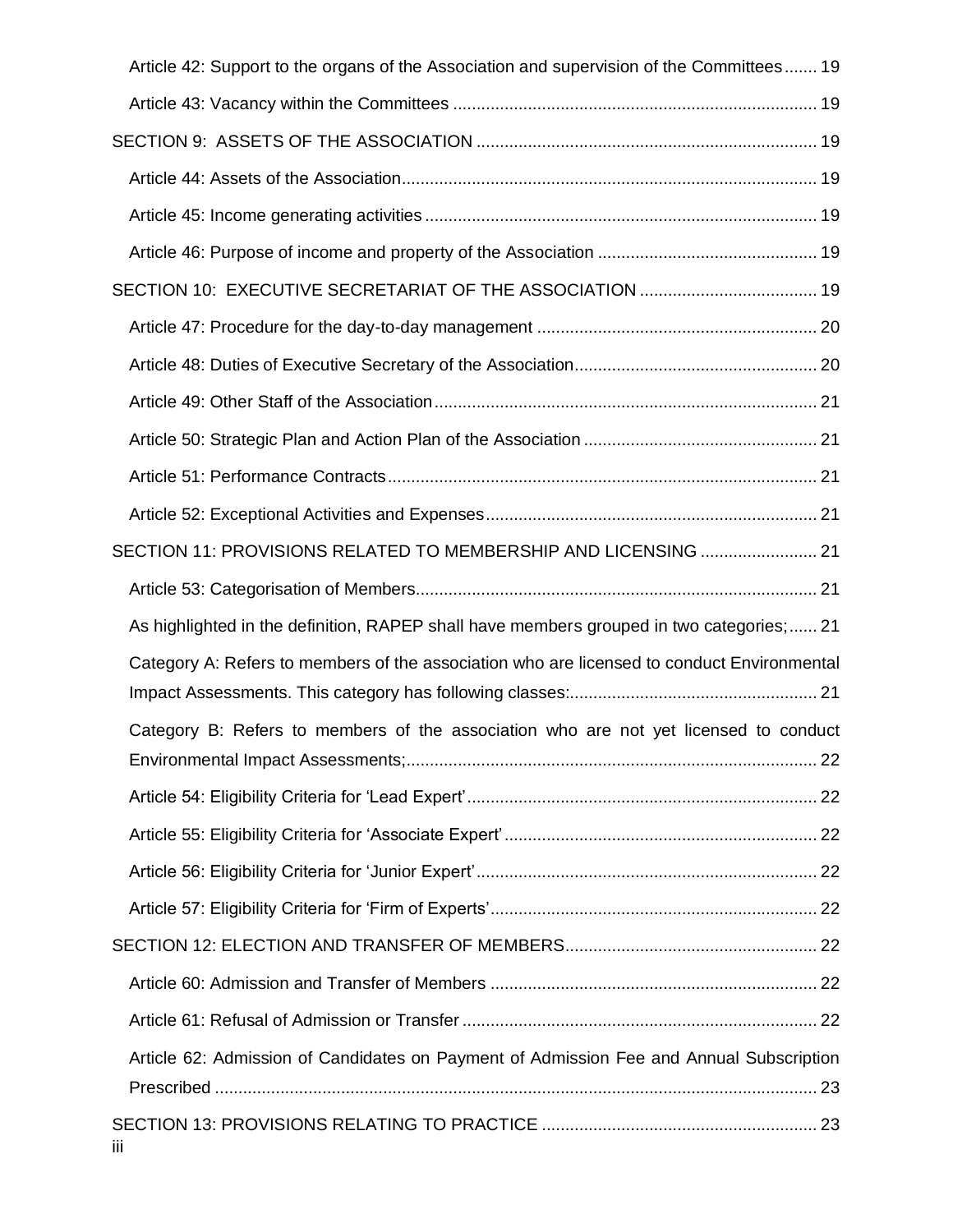Article 42: Support to the organs of the Association and supervision of the Committees ....... 19

Article 43: Vacancy within the Committees ........................................................................... 19

SECTION 9: ASSETS OF THE ASSOCIATION ........................................................................ 19

Article 44: Assets of the Association........................................................................................ 19

Article 45: Income generating activities ................................................................................... 19

Article 46: Purpose of income and property of the Association .............................................. 19

SECTION 10: EXECUTIVE SECRETARIAT OF THE ASSOCIATION ...................................... 19

Article 47: Procedure for the day-to-day management ........................................................... 20

Article 48: Duties of Executive Secretary of the Association................................................... 20

Article 49: Other Staff of the Association................................................................................. 21

Article 50: Strategic Plan and Action Plan of the Association ................................................. 21

Article 51: Performance Contracts........................................................................................... 21

Article 52: Exceptional Activities and Expenses...................................................................... 21

SECTION 11: PROVISIONS RELATED TO MEMBERSHIP AND LICENSING ......................... 21

Article 53: Categorisation of Members..................................................................................... 21

As highlighted in the definition, RAPEP shall have members grouped in two categories;...... 21

Category A: Refers to members of the association who are licensed to conduct Environmental Impact Assessments. This category has following classes:..................................................... 21

Category B: Refers to members of the association who are not yet licensed to conduct Environmental Impact Assessments;....................................................................................... 22

Article 54: Eligibility Criteria for 'Lead Expert'.......................................................................... 22

Article 55: Eligibility Criteria for 'Associate Expert'.................................................................. 22

Article 56: Eligibility Criteria for 'Junior Expert'........................................................................ 22

Article 57: Eligibility Criteria for 'Firm of Experts'..................................................................... 22

SECTION 12: ELECTION AND TRANSFER OF MEMBERS..................................................... 22

Article 60: Admission and Transfer of Members ..................................................................... 22

Article 61: Refusal of Admission or Transfer ........................................................................... 22

Article 62: Admission of Candidates on Payment of Admission Fee and Annual Subscription Prescribed ................................................................................................................................. 23

SECTION 13: PROVISIONS RELATING TO PRACTICE .......................................................... 23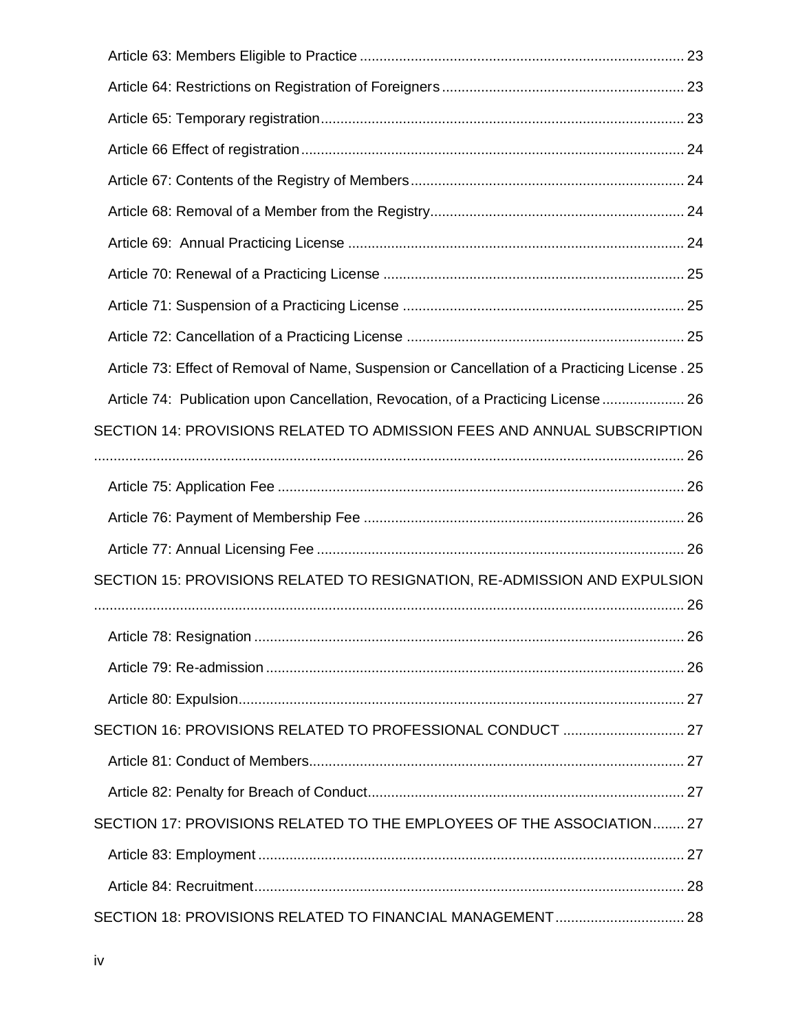Article 63: Members Eligible to Practice .................................................................................. 23

Article 64: Restrictions on Registration of Foreigners ............................................................. 23

Article 65: Temporary registration............................................................................................ 23

Article 66 Effect of registration.................................................................................................. 24

Article 67: Contents of the Registry of Members..................................................................... 24

Article 68: Removal of a Member from the Registry................................................................ 24

Article 69: Annual Practicing License ...................................................................................... 24

Article 70: Renewal of a Practicing License ............................................................................ 25

Article 71: Suspension of a Practicing License ....................................................................... 25

Article 72: Cancellation of a Practicing License ...................................................................... 25

Article 73: Effect of Removal of Name, Suspension or Cancellation of a Practicing License . 25

Article 74: Publication upon Cancellation, Revocation, of a Practicing License ..................... 26

SECTION 14: PROVISIONS RELATED TO ADMISSION FEES AND ANNUAL SUBSCRIPTION ...................................................................................................................................... 26

Article 75: Application Fee ....................................................................................................... 26

Article 76: Payment of Membership Fee ................................................................................. 26

Article 77: Annual Licensing Fee ............................................................................................. 26

SECTION 15: PROVISIONS RELATED TO RESIGNATION, RE-ADMISSION AND EXPULSION ...................................................................................................................................... 26

Article 78: Resignation ............................................................................................................. 26

Article 79: Re-admission .......................................................................................................... 26

Article 80: Expulsion.................................................................................................................. 27

SECTION 16: PROVISIONS RELATED TO PROFESSIONAL CONDUCT ............................... 27

Article 81: Conduct of Members............................................................................................... 27

Article 82: Penalty for Breach of Conduct................................................................................. 27

SECTION 17: PROVISIONS RELATED TO THE EMPLOYEES OF THE ASSOCIATION........ 27

Article 83: Employment ............................................................................................................ 27

Article 84: Recruitment.............................................................................................................. 28

SECTION 18: PROVISIONS RELATED TO FINANCIAL MANAGEMENT................................. 28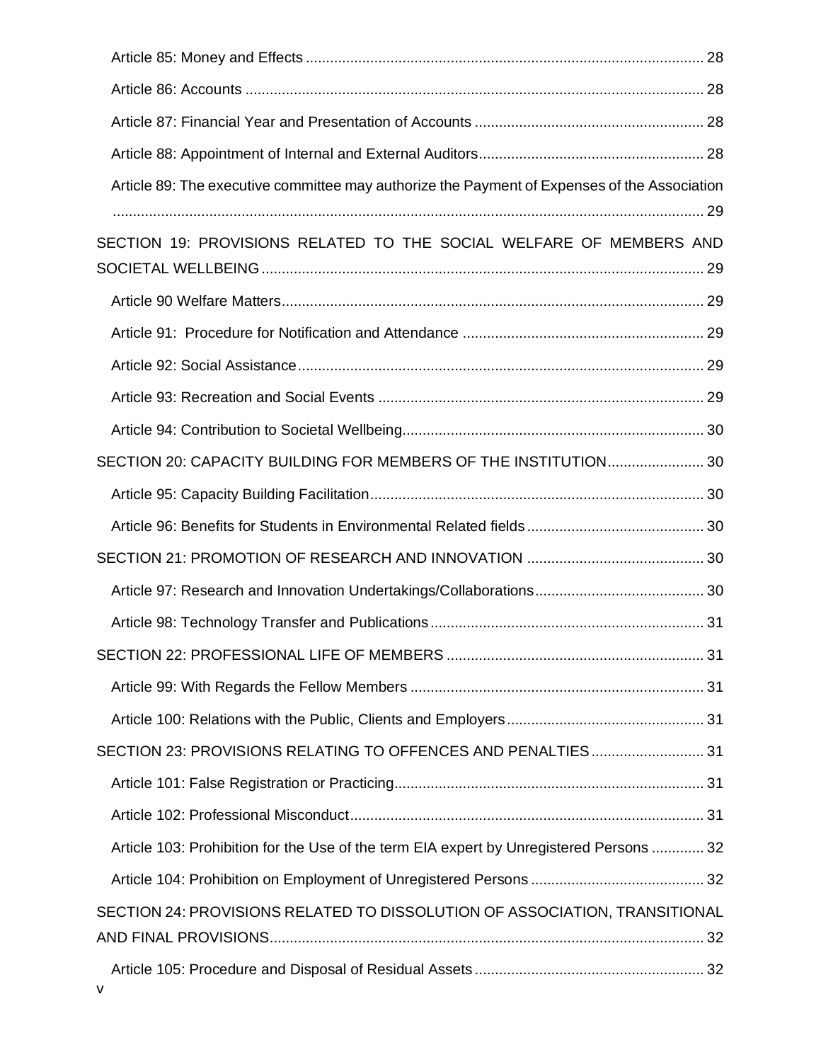Article 85: Money and Effects .................................................................................................... 28

Article 86: Accounts .................................................................................................................... 28

Article 87: Financial Year and Presentation of Accounts ........................................................ 28

Article 88: Appointment of Internal and External Auditors....................................................... 28

Article 89: The executive committee may authorize the Payment of Expenses of the Association ..................................................................................................................................... 29

SECTION 19: PROVISIONS RELATED TO THE SOCIAL WELFARE OF MEMBERS AND SOCIETAL WELLBEING ............................................................................................................. 29

Article 90 Welfare Matters......................................................................................................... 29

Article 91: Procedure for Notification and Attendance ............................................................ 29

Article 92: Social Assistance..................................................................................................... 29

Article 93: Recreation and Social Events ................................................................................. 29

Article 94: Contribution to Societal Wellbeing........................................................................... 30

SECTION 20: CAPACITY BUILDING FOR MEMBERS OF THE INSTITUTION........................ 30

Article 95: Capacity Building Facilitation................................................................................... 30

Article 96: Benefits for Students in Environmental Related fields ............................................ 30

SECTION 21: PROMOTION OF RESEARCH AND INNOVATION ............................................ 30

Article 97: Research and Innovation Undertakings/Collaborations.......................................... 30

Article 98: Technology Transfer and Publications.................................................................... 31

SECTION 22: PROFESSIONAL LIFE OF MEMBERS ................................................................ 31

Article 99: With Regards the Fellow Members ......................................................................... 31

Article 100: Relations with the Public, Clients and Employers................................................. 31

SECTION 23: PROVISIONS RELATING TO OFFENCES AND PENALTIES ............................ 31

Article 101: False Registration or Practicing............................................................................. 31

Article 102: Professional Misconduct........................................................................................ 31

Article 103: Prohibition for the Use of the term EIA expert by Unregistered Persons ............. 32

Article 104: Prohibition on Employment of Unregistered Persons ........................................... 32

SECTION 24: PROVISIONS RELATED TO DISSOLUTION OF ASSOCIATION, TRANSITIONAL AND FINAL PROVISIONS............................................................................................................ 32

Article 105: Procedure and Disposal of Residual Assets ......................................................... 32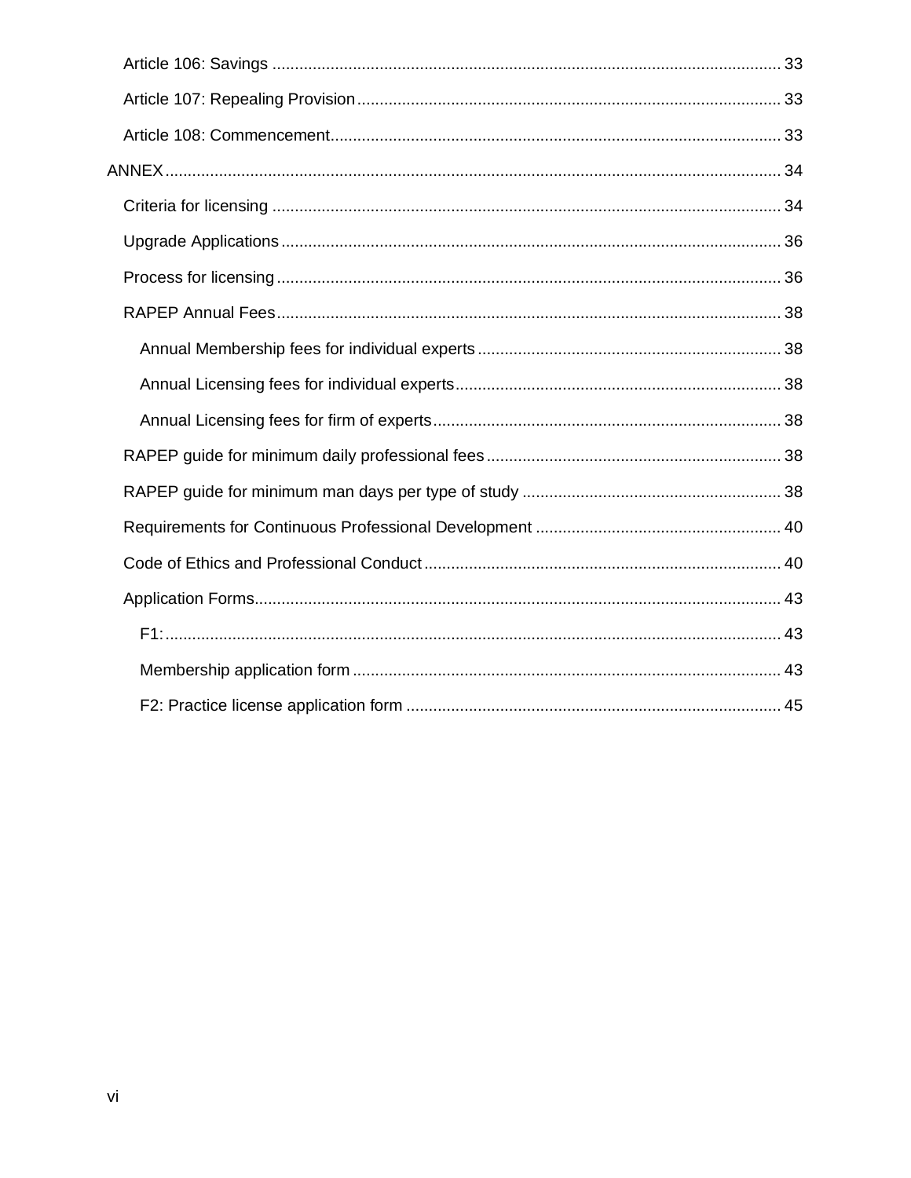- Article 106: Savings ... 33
- Article 107: Repealing Provision ... 33
- Article 108: Commencement ... 33

ANNEX ... 34

- Criteria for licensing ... 34
- Upgrade Applications ... 36
- Process for licensing ... 36
- RAPEP Annual Fees ... 38
  - Annual Membership fees for individual experts ... 38
  - Annual Licensing fees for individual experts ... 38
  - Annual Licensing fees for firm of experts ... 38
- RAPEP guide for minimum daily professional fees ... 38
- RAPEP guide for minimum man days per type of study ... 38
- Requirements for Continuous Professional Development ... 40
- Code of Ethics and Professional Conduct ... 40
- Application Forms ... 43
  - F1: ... 43
  - Membership application form ... 43
  - F2: Practice license application form ... 45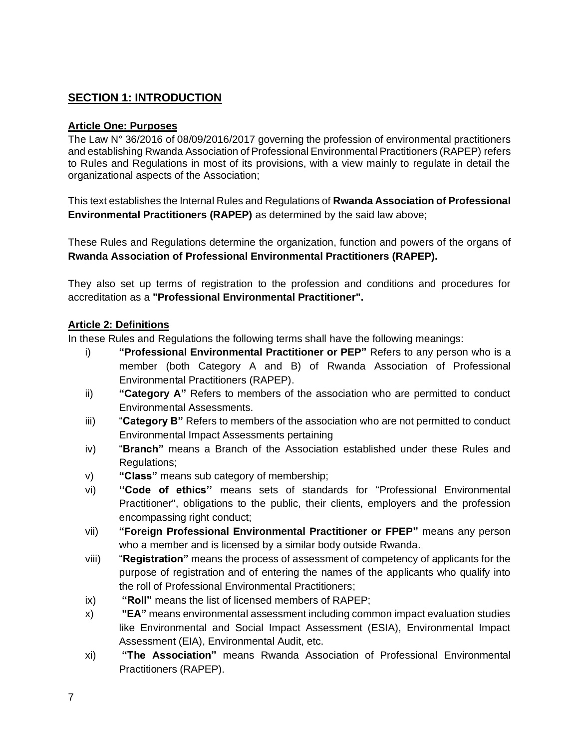## SECTION 1: INTRODUCTION

### Article One: Purposes

The Law N° 36/2016 of 08/09/2016/2017 governing the profession of environmental practitioners and establishing Rwanda Association of Professional Environmental Practitioners (RAPEP) refers to Rules and Regulations in most of its provisions, with a view mainly to regulate in detail the organizational aspects of the Association;

This text establishes the Internal Rules and Regulations of **Rwanda Association of Professional Environmental Practitioners (RAPEP)** as determined by the said law above;

These Rules and Regulations determine the organization, function and powers of the organs of **Rwanda Association of Professional Environmental Practitioners (RAPEP).**

They also set up terms of registration to the profession and conditions and procedures for accreditation as a **"Professional Environmental Practitioner".**

### Article 2: Definitions

In these Rules and Regulations the following terms shall have the following meanings:

i) **"Professional Environmental Practitioner or PEP"** Refers to any person who is a member (both Category A and B) of Rwanda Association of Professional Environmental Practitioners (RAPEP).

ii) **"Category A"** Refers to members of the association who are permitted to conduct Environmental Assessments.

iii) "**Category B"** Refers to members of the association who are not permitted to conduct Environmental Impact Assessments pertaining

iv) "**Branch"** means a Branch of the Association established under these Rules and Regulations;

v) **"Class"** means sub category of membership;

vi) **''Code of ethics''** means sets of standards for "Professional Environmental Practitioner", obligations to the public, their clients, employers and the profession encompassing right conduct;

vii) **"Foreign Professional Environmental Practitioner or FPEP"** means any person who a member and is licensed by a similar body outside Rwanda.

viii) "**Registration"** means the process of assessment of competency of applicants for the purpose of registration and of entering the names of the applicants who qualify into the roll of Professional Environmental Practitioners;

ix) **"Roll"** means the list of licensed members of RAPEP;

x) **"EA"** means environmental assessment including common impact evaluation studies like Environmental and Social Impact Assessment (ESIA), Environmental Impact Assessment (EIA), Environmental Audit, etc.

xi) **"The Association"** means Rwanda Association of Professional Environmental Practitioners (RAPEP).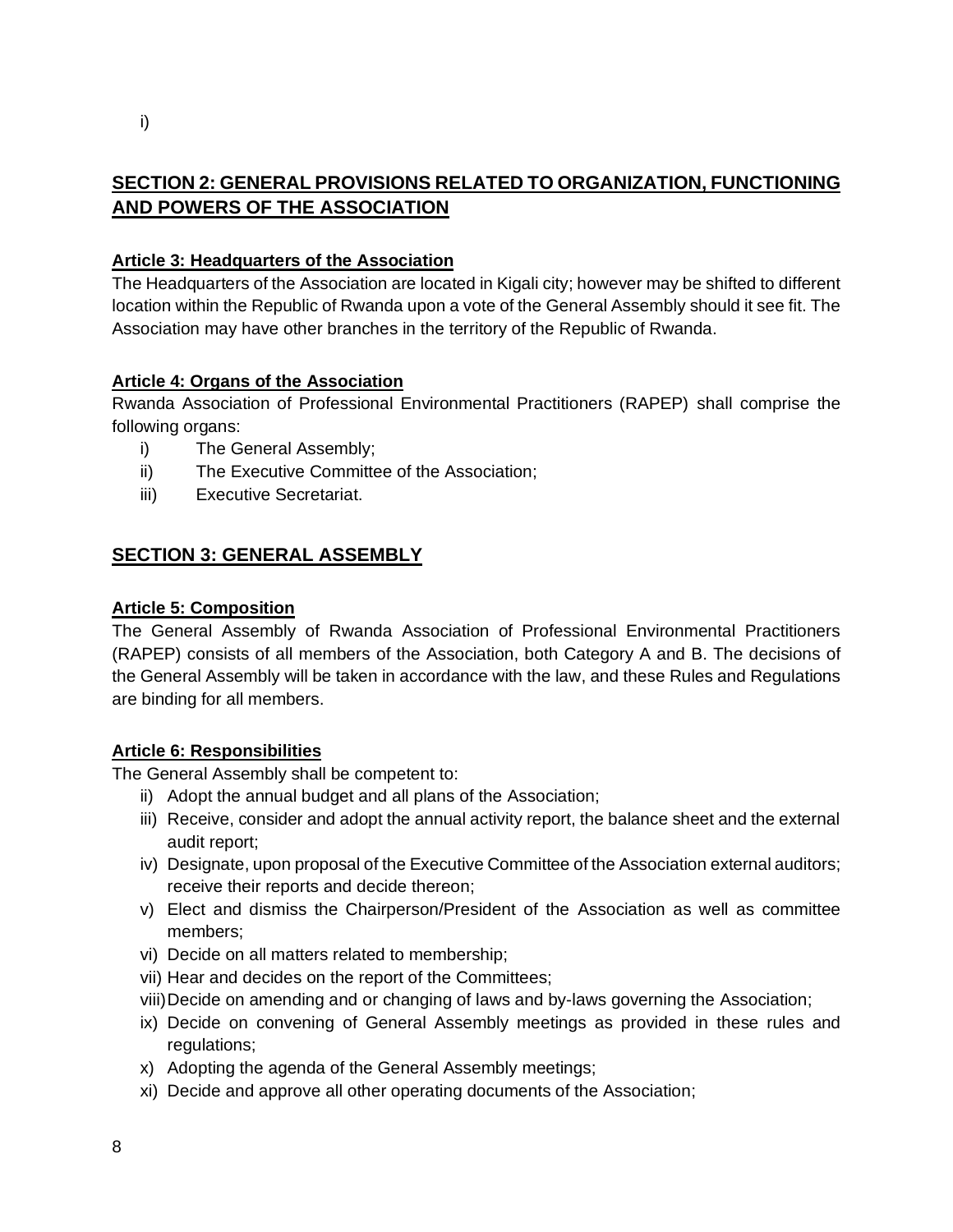i)

## SECTION 2: GENERAL PROVISIONS RELATED TO ORGANIZATION, FUNCTIONING AND POWERS OF THE ASSOCIATION

### Article 3: Headquarters of the Association

The Headquarters of the Association are located in Kigali city; however may be shifted to different location within the Republic of Rwanda upon a vote of the General Assembly should it see fit. The Association may have other branches in the territory of the Republic of Rwanda.

### Article 4: Organs of the Association

Rwanda Association of Professional Environmental Practitioners (RAPEP) shall comprise the following organs:

i) The General Assembly;
ii) The Executive Committee of the Association;
iii) Executive Secretariat.

## SECTION 3: GENERAL ASSEMBLY

### Article 5: Composition

The General Assembly of Rwanda Association of Professional Environmental Practitioners (RAPEP) consists of all members of the Association, both Category A and B. The decisions of the General Assembly will be taken in accordance with the law, and these Rules and Regulations are binding for all members.

### Article 6: Responsibilities

The General Assembly shall be competent to:

ii) Adopt the annual budget and all plans of the Association;
iii) Receive, consider and adopt the annual activity report, the balance sheet and the external audit report;
iv) Designate, upon proposal of the Executive Committee of the Association external auditors; receive their reports and decide thereon;
v) Elect and dismiss the Chairperson/President of the Association as well as committee members;
vi) Decide on all matters related to membership;
vii) Hear and decides on the report of the Committees;
viii) Decide on amending and or changing of laws and by-laws governing the Association;
ix) Decide on convening of General Assembly meetings as provided in these rules and regulations;
x) Adopting the agenda of the General Assembly meetings;
xi) Decide and approve all other operating documents of the Association;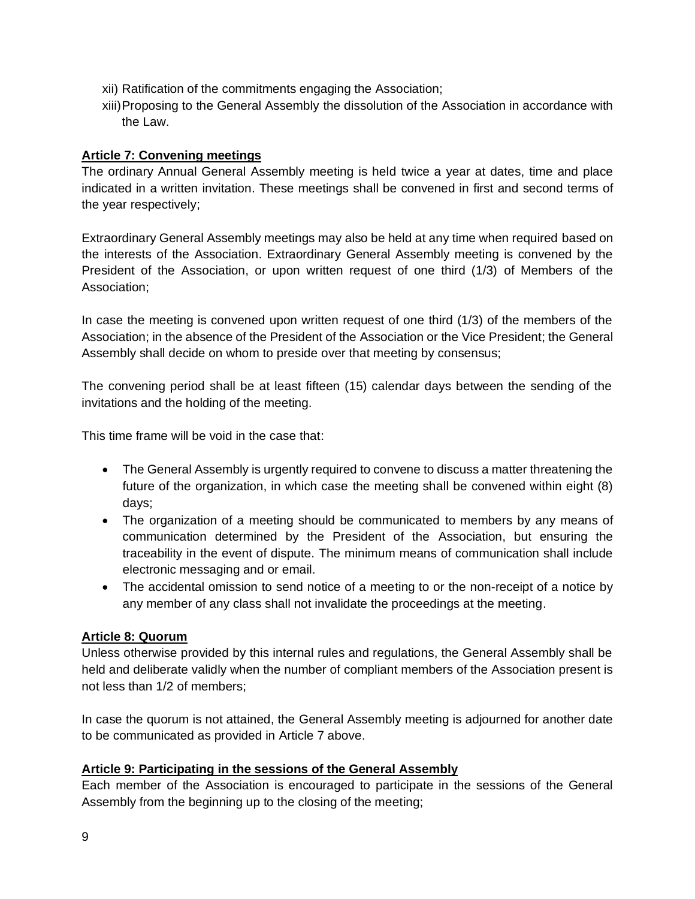xii) Ratification of the commitments engaging the Association;
xiii) Proposing to the General Assembly the dissolution of the Association in accordance with the Law.

**Article 7: Convening meetings**

The ordinary Annual General Assembly meeting is held twice a year at dates, time and place indicated in a written invitation. These meetings shall be convened in first and second terms of the year respectively;

Extraordinary General Assembly meetings may also be held at any time when required based on the interests of the Association. Extraordinary General Assembly meeting is convened by the President of the Association, or upon written request of one third (1/3) of Members of the Association;

In case the meeting is convened upon written request of one third (1/3) of the members of the Association; in the absence of the President of the Association or the Vice President; the General Assembly shall decide on whom to preside over that meeting by consensus;

The convening period shall be at least fifteen (15) calendar days between the sending of the invitations and the holding of the meeting.

This time frame will be void in the case that:

- The General Assembly is urgently required to convene to discuss a matter threatening the future of the organization, in which case the meeting shall be convened within eight (8) days;
- The organization of a meeting should be communicated to members by any means of communication determined by the President of the Association, but ensuring the traceability in the event of dispute. The minimum means of communication shall include electronic messaging and or email.
- The accidental omission to send notice of a meeting to or the non-receipt of a notice by any member of any class shall not invalidate the proceedings at the meeting.

**Article 8: Quorum**

Unless otherwise provided by this internal rules and regulations, the General Assembly shall be held and deliberate validly when the number of compliant members of the Association present is not less than 1/2 of members;

In case the quorum is not attained, the General Assembly meeting is adjourned for another date to be communicated as provided in Article 7 above.

**Article 9: Participating in the sessions of the General Assembly**

Each member of the Association is encouraged to participate in the sessions of the General Assembly from the beginning up to the closing of the meeting;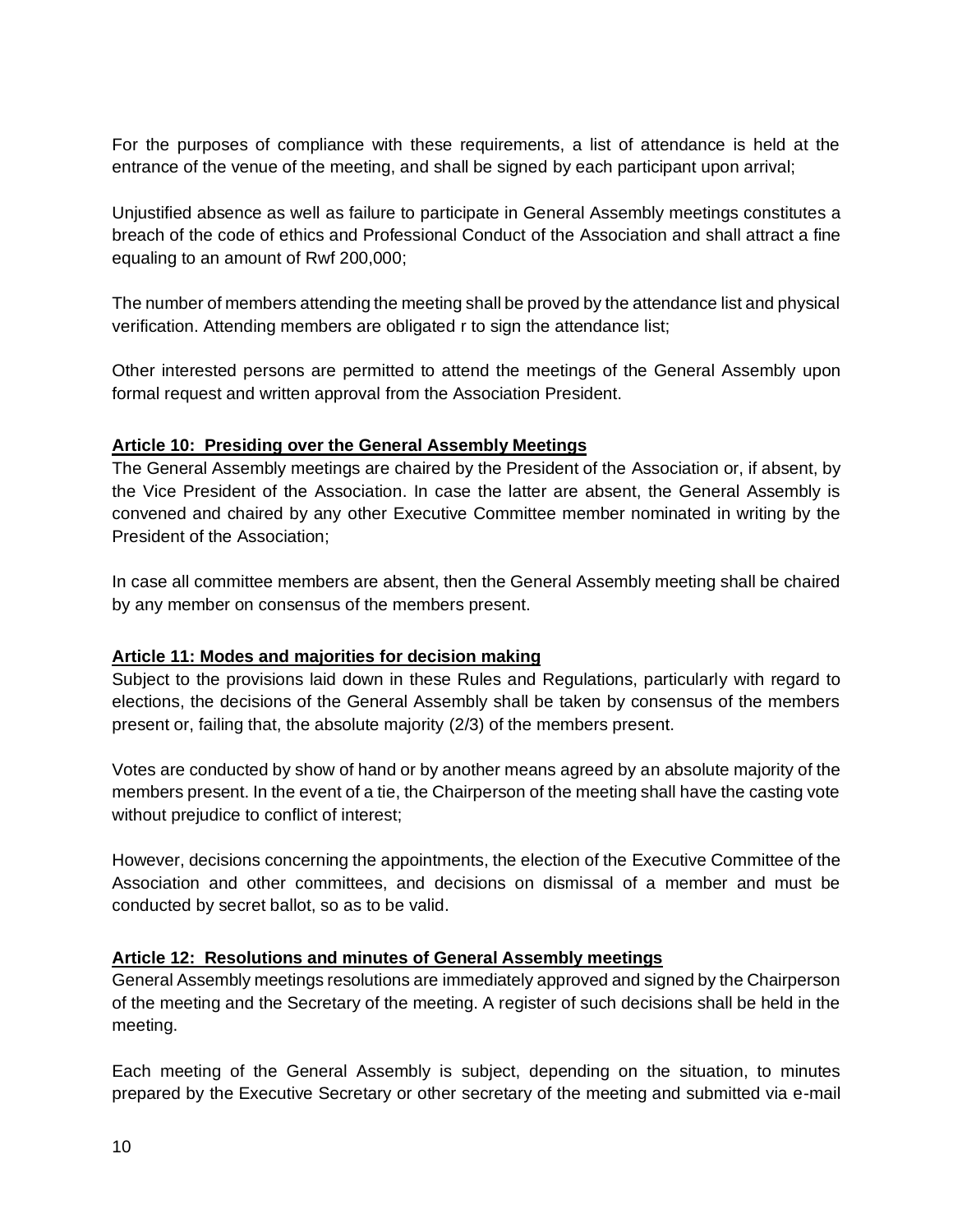For the purposes of compliance with these requirements, a list of attendance is held at the entrance of the venue of the meeting, and shall be signed by each participant upon arrival;

Unjustified absence as well as failure to participate in General Assembly meetings constitutes a breach of the code of ethics and Professional Conduct of the Association and shall attract a fine equaling to an amount of Rwf 200,000;

The number of members attending the meeting shall be proved by the attendance list and physical verification. Attending members are obligated r to sign the attendance list;

Other interested persons are permitted to attend the meetings of the General Assembly upon formal request and written approval from the Association President.

**Article 10: Presiding over the General Assembly Meetings**

The General Assembly meetings are chaired by the President of the Association or, if absent, by the Vice President of the Association. In case the latter are absent, the General Assembly is convened and chaired by any other Executive Committee member nominated in writing by the President of the Association;

In case all committee members are absent, then the General Assembly meeting shall be chaired by any member on consensus of the members present.

**Article 11: Modes and majorities for decision making**

Subject to the provisions laid down in these Rules and Regulations, particularly with regard to elections, the decisions of the General Assembly shall be taken by consensus of the members present or, failing that, the absolute majority (2/3) of the members present.

Votes are conducted by show of hand or by another means agreed by an absolute majority of the members present. In the event of a tie, the Chairperson of the meeting shall have the casting vote without prejudice to conflict of interest;

However, decisions concerning the appointments, the election of the Executive Committee of the Association and other committees, and decisions on dismissal of a member and must be conducted by secret ballot, so as to be valid.

**Article 12: Resolutions and minutes of General Assembly meetings**

General Assembly meetings resolutions are immediately approved and signed by the Chairperson of the meeting and the Secretary of the meeting. A register of such decisions shall be held in the meeting.

Each meeting of the General Assembly is subject, depending on the situation, to minutes prepared by the Executive Secretary or other secretary of the meeting and submitted via e-mail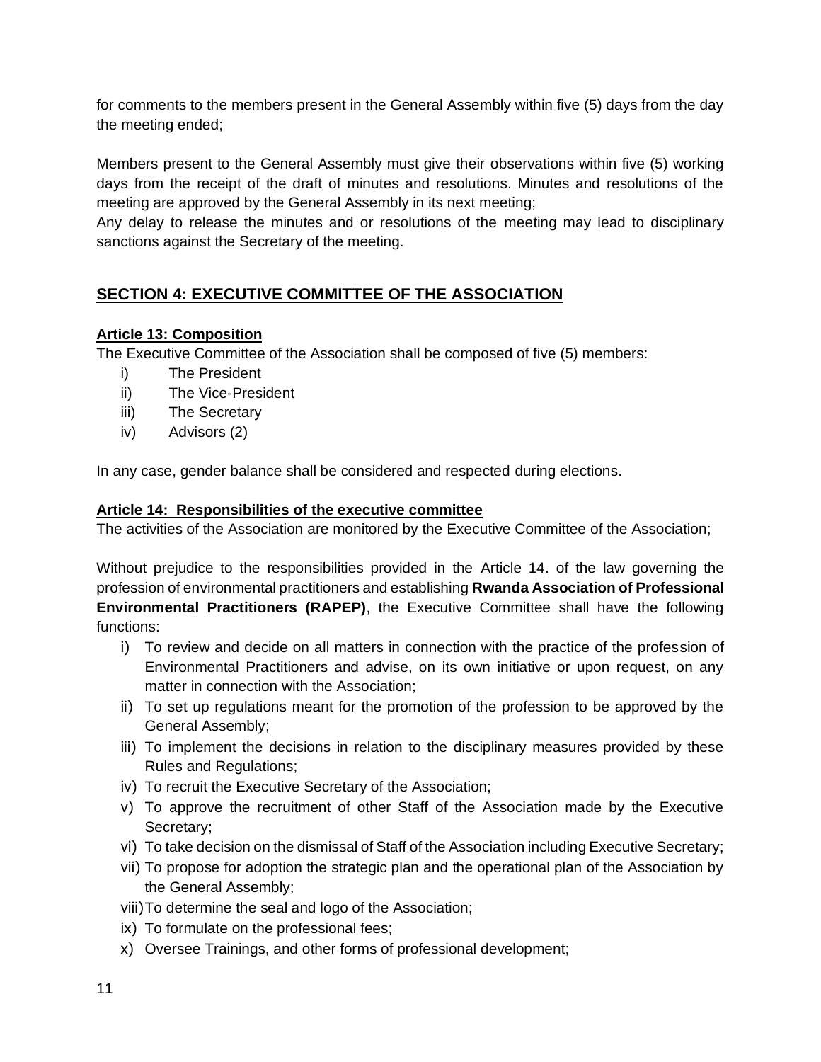for comments to the members present in the General Assembly within five (5) days from the day the meeting ended;

Members present to the General Assembly must give their observations within five (5) working days from the receipt of the draft of minutes and resolutions. Minutes and resolutions of the meeting are approved by the General Assembly in its next meeting;
Any delay to release the minutes and or resolutions of the meeting may lead to disciplinary sanctions against the Secretary of the meeting.

## SECTION 4: EXECUTIVE COMMITTEE OF THE ASSOCIATION

### Article 13: Composition

The Executive Committee of the Association shall be composed of five (5) members:

i) The President
ii) The Vice-President
iii) The Secretary
iv) Advisors (2)

In any case, gender balance shall be considered and respected during elections.

### Article 14: Responsibilities of the executive committee

The activities of the Association are monitored by the Executive Committee of the Association;

Without prejudice to the responsibilities provided in the Article 14. of the law governing the profession of environmental practitioners and establishing **Rwanda Association of Professional Environmental Practitioners (RAPEP)**, the Executive Committee shall have the following functions:

i) To review and decide on all matters in connection with the practice of the profession of Environmental Practitioners and advise, on its own initiative or upon request, on any matter in connection with the Association;
ii) To set up regulations meant for the promotion of the profession to be approved by the General Assembly;
iii) To implement the decisions in relation to the disciplinary measures provided by these Rules and Regulations;
iv) To recruit the Executive Secretary of the Association;
v) To approve the recruitment of other Staff of the Association made by the Executive Secretary;
vi) To take decision on the dismissal of Staff of the Association including Executive Secretary;
vii) To propose for adoption the strategic plan and the operational plan of the Association by the General Assembly;
viii) To determine the seal and logo of the Association;
ix) To formulate on the professional fees;
x) Oversee Trainings, and other forms of professional development;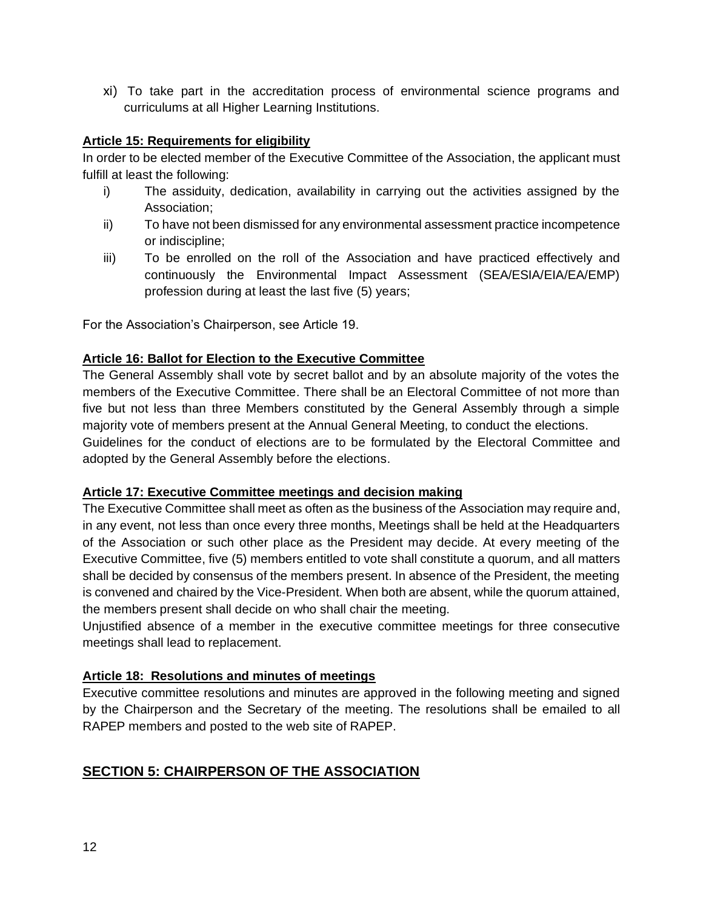xi) To take part in the accreditation process of environmental science programs and curriculums at all Higher Learning Institutions.

**Article 15: Requirements for eligibility**

In order to be elected member of the Executive Committee of the Association, the applicant must fulfill at least the following:

i) The assiduity, dedication, availability in carrying out the activities assigned by the Association;

ii) To have not been dismissed for any environmental assessment practice incompetence or indiscipline;

iii) To be enrolled on the roll of the Association and have practiced effectively and continuously the Environmental Impact Assessment (SEA/ESIA/EIA/EA/EMP) profession during at least the last five (5) years;

For the Association's Chairperson, see Article 19.

**Article 16: Ballot for Election to the Executive Committee**

The General Assembly shall vote by secret ballot and by an absolute majority of the votes the members of the Executive Committee. There shall be an Electoral Committee of not more than five but not less than three Members constituted by the General Assembly through a simple majority vote of members present at the Annual General Meeting, to conduct the elections.

Guidelines for the conduct of elections are to be formulated by the Electoral Committee and adopted by the General Assembly before the elections.

**Article 17: Executive Committee meetings and decision making**

The Executive Committee shall meet as often as the business of the Association may require and, in any event, not less than once every three months, Meetings shall be held at the Headquarters of the Association or such other place as the President may decide. At every meeting of the Executive Committee, five (5) members entitled to vote shall constitute a quorum, and all matters shall be decided by consensus of the members present. In absence of the President, the meeting is convened and chaired by the Vice-President. When both are absent, while the quorum attained, the members present shall decide on who shall chair the meeting.

Unjustified absence of a member in the executive committee meetings for three consecutive meetings shall lead to replacement.

**Article 18: Resolutions and minutes of meetings**

Executive committee resolutions and minutes are approved in the following meeting and signed by the Chairperson and the Secretary of the meeting. The resolutions shall be emailed to all RAPEP members and posted to the web site of RAPEP.

## SECTION 5: CHAIRPERSON OF THE ASSOCIATION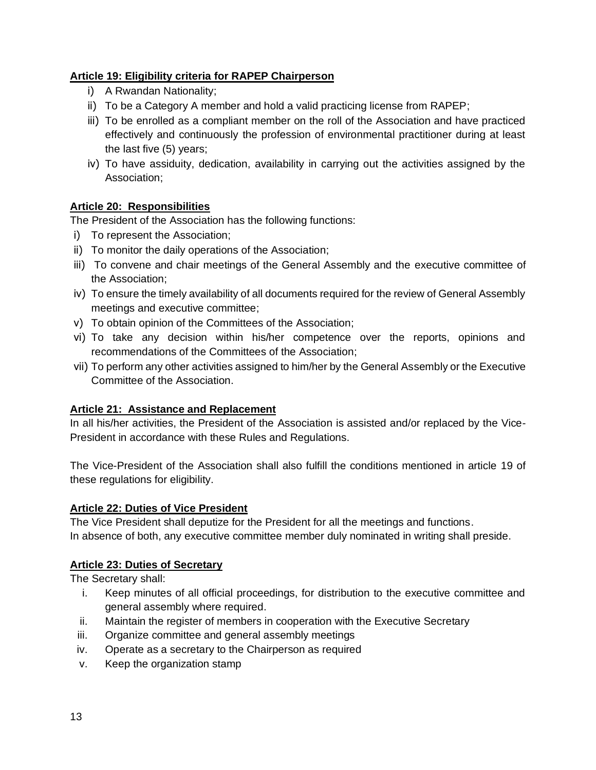**Article 19: Eligibility criteria for RAPEP Chairperson**

i) A Rwandan Nationality;
ii) To be a Category A member and hold a valid practicing license from RAPEP;
iii) To be enrolled as a compliant member on the roll of the Association and have practiced effectively and continuously the profession of environmental practitioner during at least the last five (5) years;
iv) To have assiduity, dedication, availability in carrying out the activities assigned by the Association;

**Article 20: Responsibilities**

The President of the Association has the following functions:

i) To represent the Association;
ii) To monitor the daily operations of the Association;
iii) To convene and chair meetings of the General Assembly and the executive committee of the Association;
iv) To ensure the timely availability of all documents required for the review of General Assembly meetings and executive committee;
v) To obtain opinion of the Committees of the Association;
vi) To take any decision within his/her competence over the reports, opinions and recommendations of the Committees of the Association;
vii) To perform any other activities assigned to him/her by the General Assembly or the Executive Committee of the Association.

**Article 21: Assistance and Replacement**

In all his/her activities, the President of the Association is assisted and/or replaced by the Vice-President in accordance with these Rules and Regulations.

The Vice-President of the Association shall also fulfill the conditions mentioned in article 19 of these regulations for eligibility.

**Article 22: Duties of Vice President**

The Vice President shall deputize for the President for all the meetings and functions.
In absence of both, any executive committee member duly nominated in writing shall preside.

**Article 23: Duties of Secretary**

The Secretary shall:

i. Keep minutes of all official proceedings, for distribution to the executive committee and general assembly where required.
ii. Maintain the register of members in cooperation with the Executive Secretary
iii. Organize committee and general assembly meetings
iv. Operate as a secretary to the Chairperson as required
v. Keep the organization stamp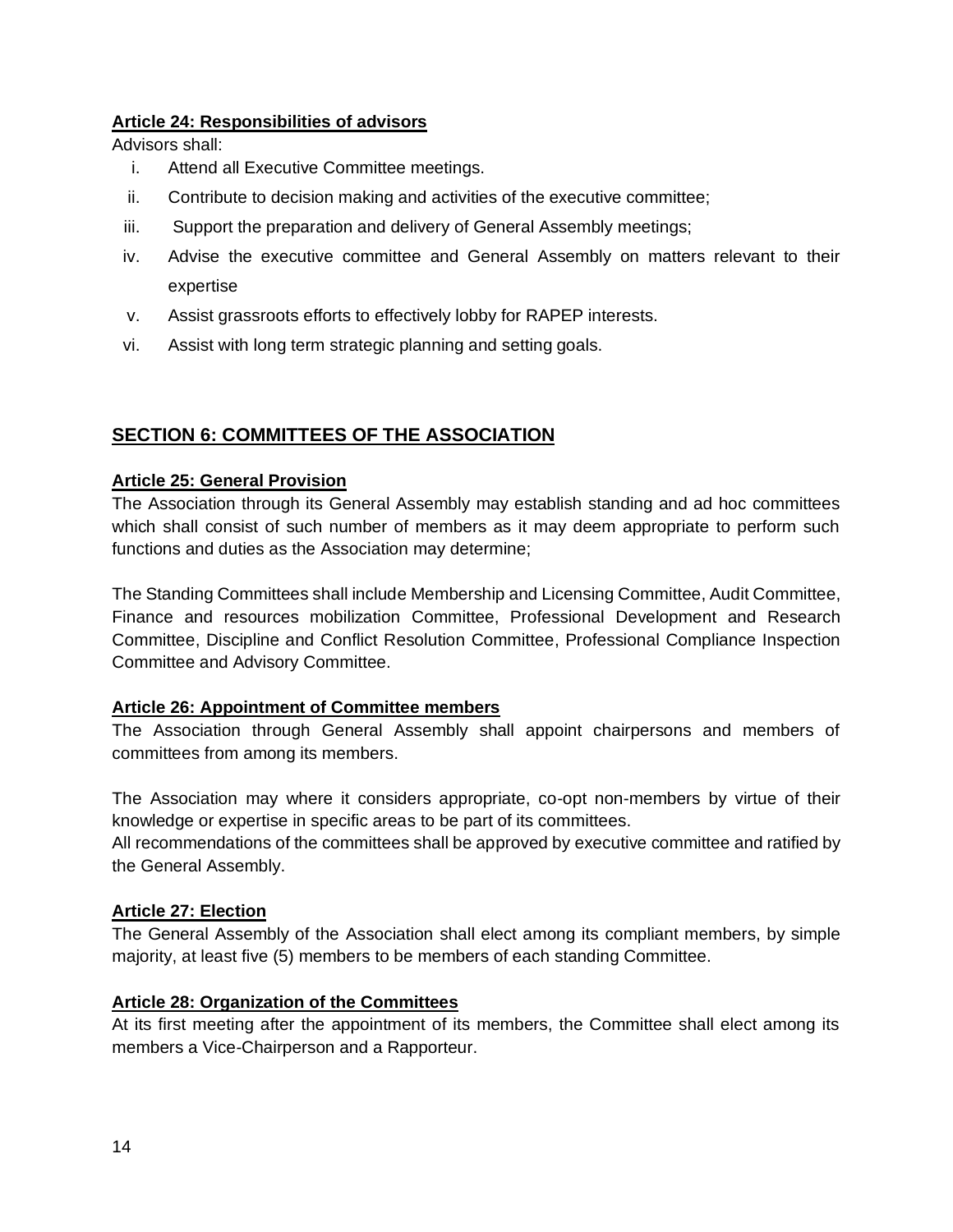**Article 24: Responsibilities of advisors**

Advisors shall:

i. Attend all Executive Committee meetings.
ii. Contribute to decision making and activities of the executive committee;
iii. Support the preparation and delivery of General Assembly meetings;
iv. Advise the executive committee and General Assembly on matters relevant to their expertise
v. Assist grassroots efforts to effectively lobby for RAPEP interests.
vi. Assist with long term strategic planning and setting goals.

## SECTION 6: COMMITTEES OF THE ASSOCIATION

**Article 25: General Provision**

The Association through its General Assembly may establish standing and ad hoc committees which shall consist of such number of members as it may deem appropriate to perform such functions and duties as the Association may determine;

The Standing Committees shall include Membership and Licensing Committee, Audit Committee, Finance and resources mobilization Committee, Professional Development and Research Committee, Discipline and Conflict Resolution Committee, Professional Compliance Inspection Committee and Advisory Committee.

**Article 26: Appointment of Committee members**

The Association through General Assembly shall appoint chairpersons and members of committees from among its members.

The Association may where it considers appropriate, co-opt non-members by virtue of their knowledge or expertise in specific areas to be part of its committees.

All recommendations of the committees shall be approved by executive committee and ratified by the General Assembly.

**Article 27: Election**

The General Assembly of the Association shall elect among its compliant members, by simple majority, at least five (5) members to be members of each standing Committee.

**Article 28: Organization of the Committees**

At its first meeting after the appointment of its members, the Committee shall elect among its members a Vice-Chairperson and a Rapporteur.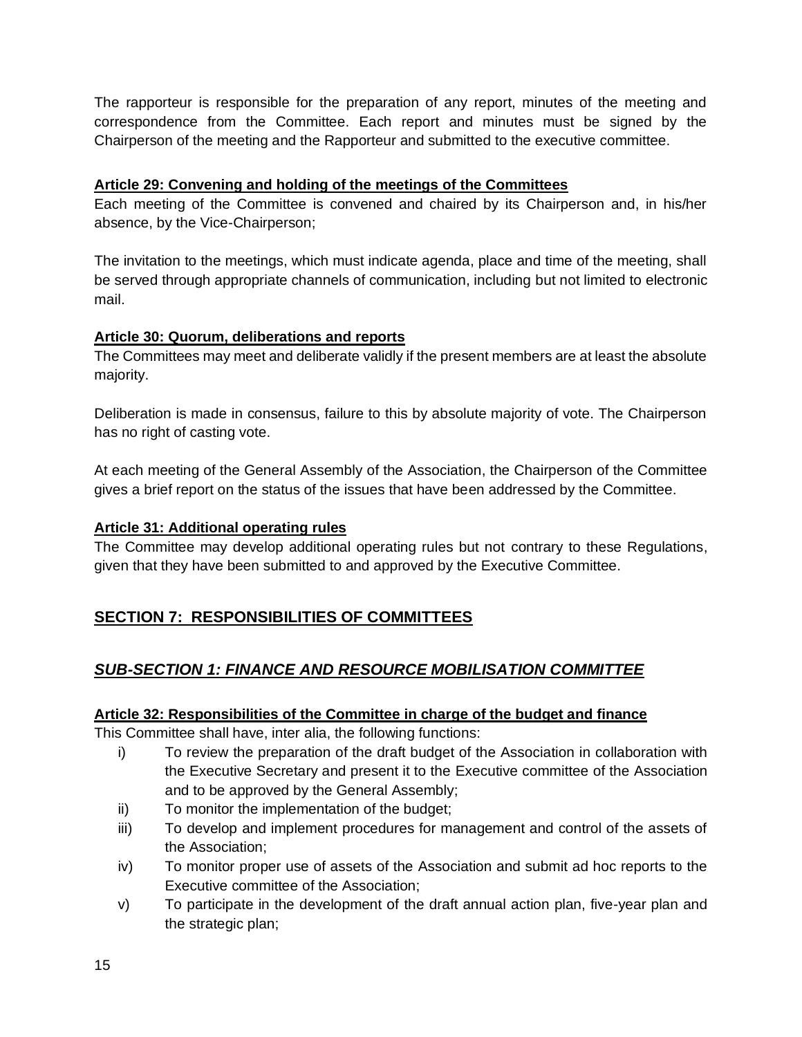The rapporteur is responsible for the preparation of any report, minutes of the meeting and correspondence from the Committee. Each report and minutes must be signed by the Chairperson of the meeting and the Rapporteur and submitted to the executive committee.

**Article 29: Convening and holding of the meetings of the Committees**

Each meeting of the Committee is convened and chaired by its Chairperson and, in his/her absence, by the Vice-Chairperson;

The invitation to the meetings, which must indicate agenda, place and time of the meeting, shall be served through appropriate channels of communication, including but not limited to electronic mail.

**Article 30: Quorum, deliberations and reports**

The Committees may meet and deliberate validly if the present members are at least the absolute majority.

Deliberation is made in consensus, failure to this by absolute majority of vote. The Chairperson has no right of casting vote.

At each meeting of the General Assembly of the Association, the Chairperson of the Committee gives a brief report on the status of the issues that have been addressed by the Committee.

**Article 31: Additional operating rules**

The Committee may develop additional operating rules but not contrary to these Regulations, given that they have been submitted to and approved by the Executive Committee.

## SECTION 7: RESPONSIBILITIES OF COMMITTEES

### *SUB-SECTION 1: FINANCE AND RESOURCE MOBILISATION COMMITTEE*

**Article 32: Responsibilities of the Committee in charge of the budget and finance**

This Committee shall have, inter alia, the following functions:

i) To review the preparation of the draft budget of the Association in collaboration with the Executive Secretary and present it to the Executive committee of the Association and to be approved by the General Assembly;
ii) To monitor the implementation of the budget;
iii) To develop and implement procedures for management and control of the assets of the Association;
iv) To monitor proper use of assets of the Association and submit ad hoc reports to the Executive committee of the Association;
v) To participate in the development of the draft annual action plan, five-year plan and the strategic plan;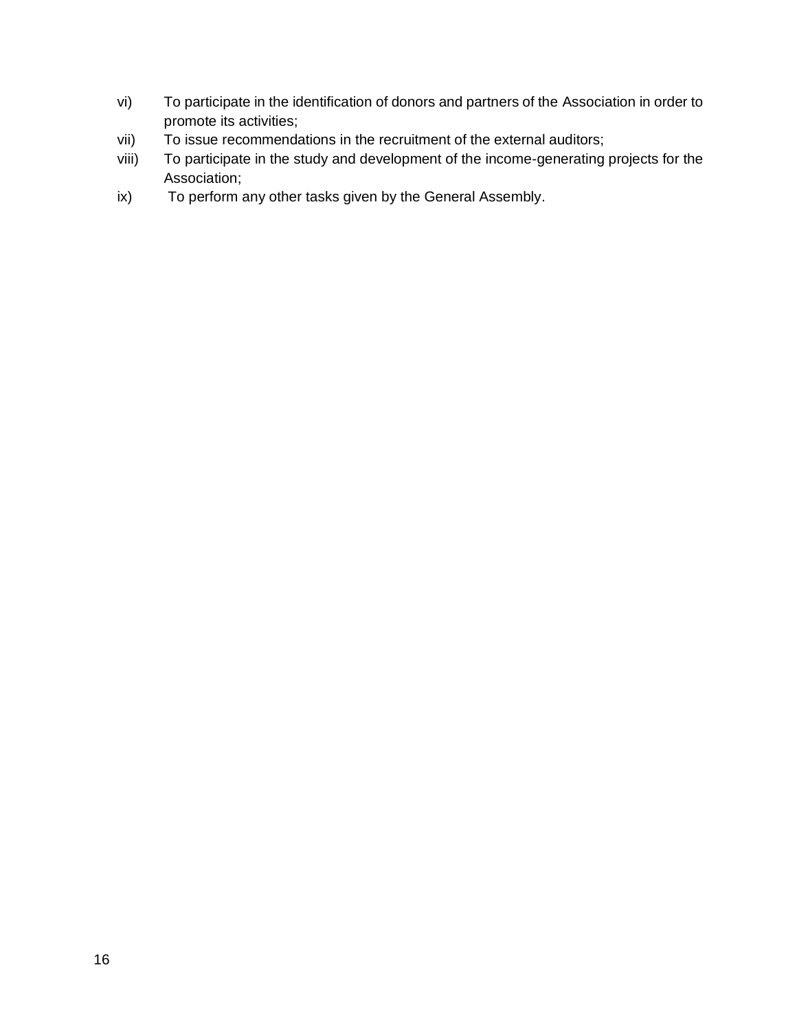vi) To participate in the identification of donors and partners of the Association in order to promote its activities;

vii) To issue recommendations in the recruitment of the external auditors;

viii) To participate in the study and development of the income-generating projects for the Association;

ix) To perform any other tasks given by the General Assembly.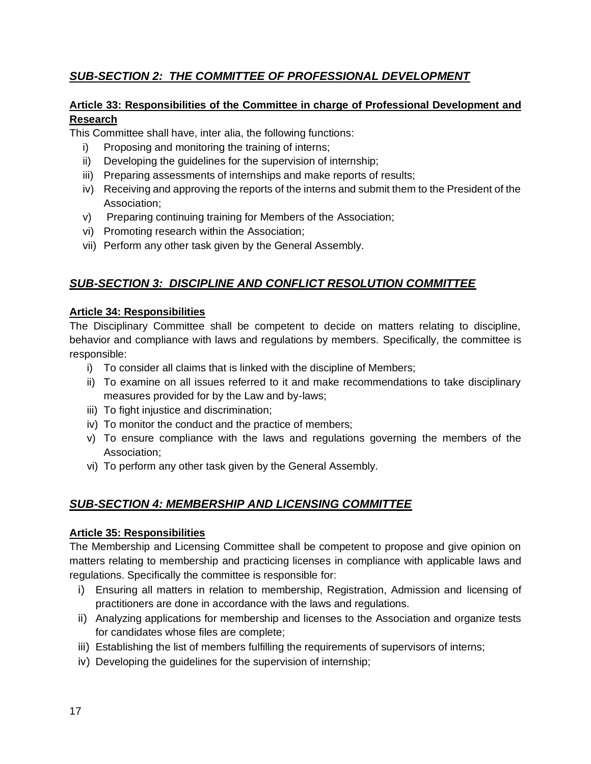## ***SUB-SECTION 2: THE COMMITTEE OF PROFESSIONAL DEVELOPMENT***

### **Article 33: Responsibilities of the Committee in charge of Professional Development and Research**

This Committee shall have, inter alia, the following functions:

i) Proposing and monitoring the training of interns;
ii) Developing the guidelines for the supervision of internship;
iii) Preparing assessments of internships and make reports of results;
iv) Receiving and approving the reports of the interns and submit them to the President of the Association;
v) Preparing continuing training for Members of the Association;
vi) Promoting research within the Association;
vii) Perform any other task given by the General Assembly.

## ***SUB-SECTION 3: DISCIPLINE AND CONFLICT RESOLUTION COMMITTEE***

### **Article 34: Responsibilities**

The Disciplinary Committee shall be competent to decide on matters relating to discipline, behavior and compliance with laws and regulations by members. Specifically, the committee is responsible:

i) To consider all claims that is linked with the discipline of Members;
ii) To examine on all issues referred to it and make recommendations to take disciplinary measures provided for by the Law and by-laws;
iii) To fight injustice and discrimination;
iv) To monitor the conduct and the practice of members;
v) To ensure compliance with the laws and regulations governing the members of the Association;
vi) To perform any other task given by the General Assembly.

## ***SUB-SECTION 4: MEMBERSHIP AND LICENSING COMMITTEE***

### **Article 35: Responsibilities**

The Membership and Licensing Committee shall be competent to propose and give opinion on matters relating to membership and practicing licenses in compliance with applicable laws and regulations. Specifically the committee is responsible for:

i) Ensuring all matters in relation to membership, Registration, Admission and licensing of practitioners are done in accordance with the laws and regulations.
ii) Analyzing applications for membership and licenses to the Association and organize tests for candidates whose files are complete;
iii) Establishing the list of members fulfilling the requirements of supervisors of interns;
iv) Developing the guidelines for the supervision of internship;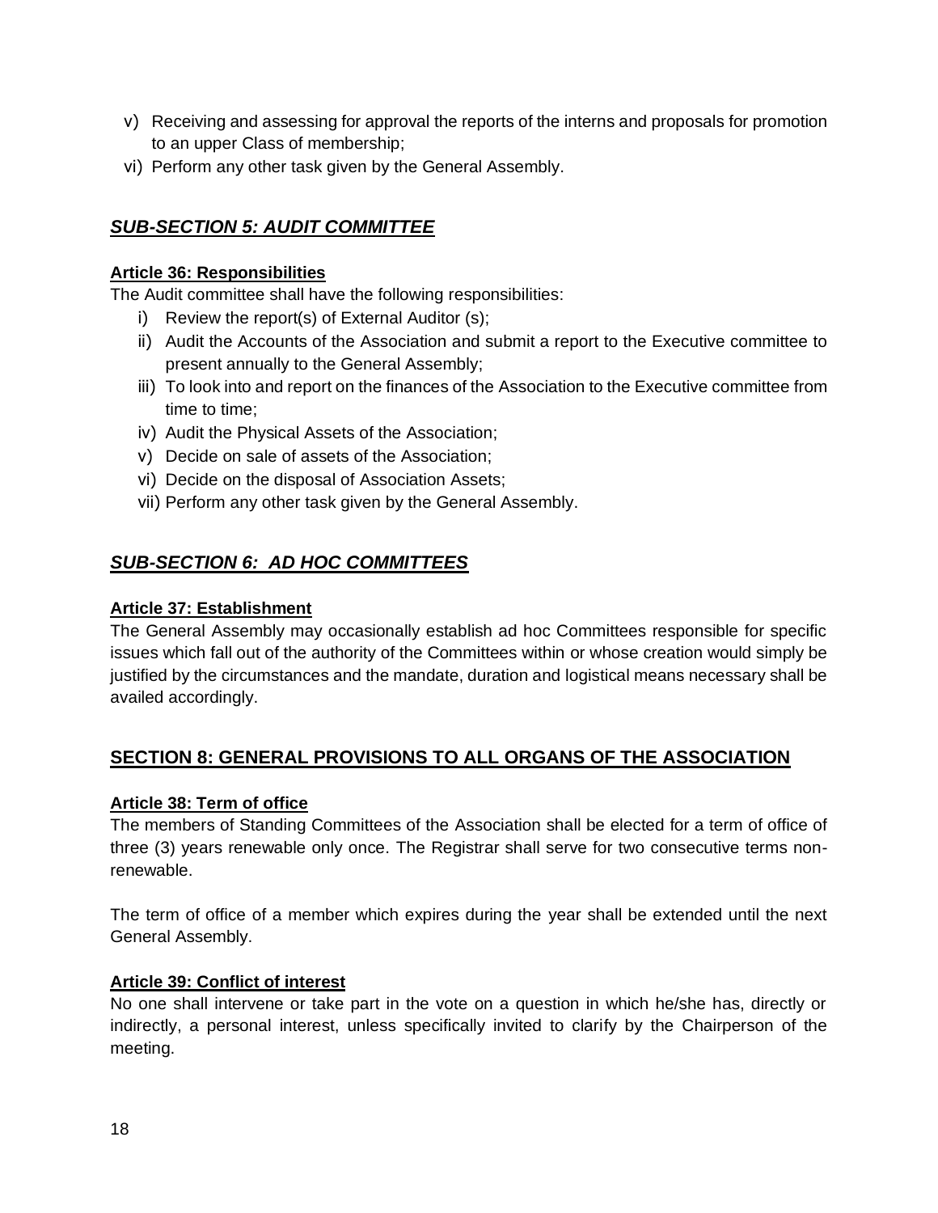v) Receiving and assessing for approval the reports of the interns and proposals for promotion to an upper Class of membership;
vi) Perform any other task given by the General Assembly.

## ***SUB-SECTION 5: AUDIT COMMITTEE***

**Article 36: Responsibilities**

The Audit committee shall have the following responsibilities:

i) Review the report(s) of External Auditor (s);
ii) Audit the Accounts of the Association and submit a report to the Executive committee to present annually to the General Assembly;
iii) To look into and report on the finances of the Association to the Executive committee from time to time;
iv) Audit the Physical Assets of the Association;
v) Decide on sale of assets of the Association;
vi) Decide on the disposal of Association Assets;
vii) Perform any other task given by the General Assembly.

## ***SUB-SECTION 6: AD HOC COMMITTEES***

**Article 37: Establishment**

The General Assembly may occasionally establish ad hoc Committees responsible for specific issues which fall out of the authority of the Committees within or whose creation would simply be justified by the circumstances and the mandate, duration and logistical means necessary shall be availed accordingly.

## **SECTION 8: GENERAL PROVISIONS TO ALL ORGANS OF THE ASSOCIATION**

**Article 38: Term of office**

The members of Standing Committees of the Association shall be elected for a term of office of three (3) years renewable only once. The Registrar shall serve for two consecutive terms non-renewable.

The term of office of a member which expires during the year shall be extended until the next General Assembly.

**Article 39: Conflict of interest**

No one shall intervene or take part in the vote on a question in which he/she has, directly or indirectly, a personal interest, unless specifically invited to clarify by the Chairperson of the meeting.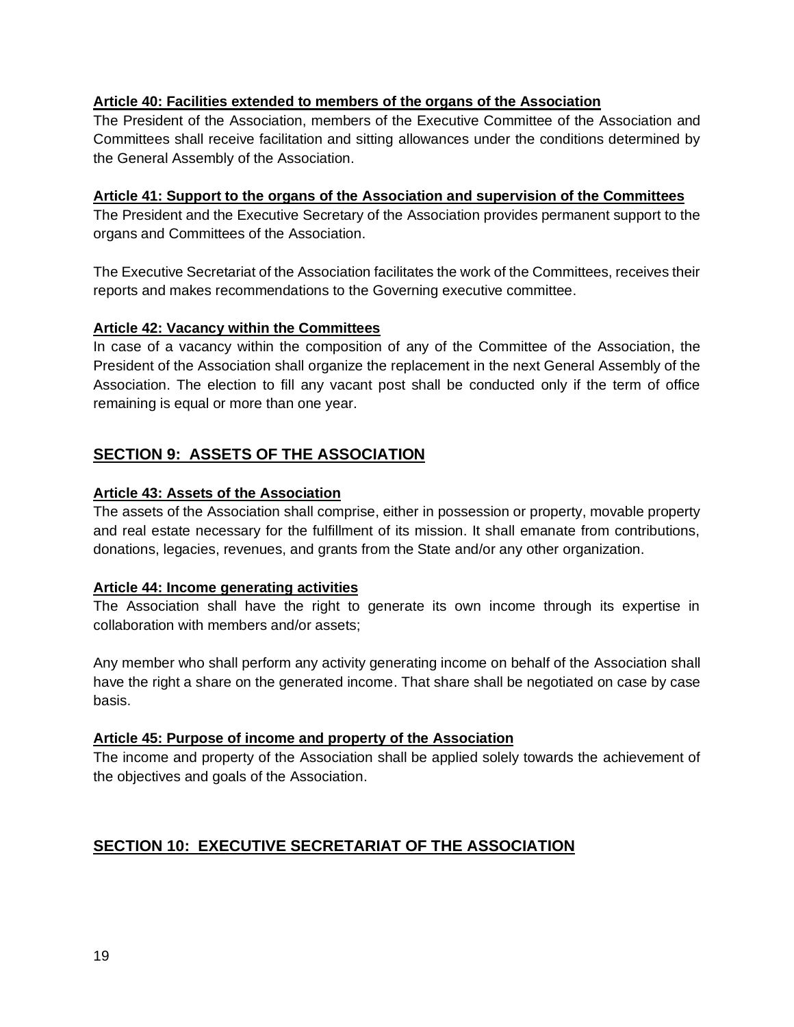**Article 40: Facilities extended to members of the organs of the Association**

The President of the Association, members of the Executive Committee of the Association and Committees shall receive facilitation and sitting allowances under the conditions determined by the General Assembly of the Association.

**Article 41: Support to the organs of the Association and supervision of the Committees**

The President and the Executive Secretary of the Association provides permanent support to the organs and Committees of the Association.

The Executive Secretariat of the Association facilitates the work of the Committees, receives their reports and makes recommendations to the Governing executive committee.

**Article 42: Vacancy within the Committees**

In case of a vacancy within the composition of any of the Committee of the Association, the President of the Association shall organize the replacement in the next General Assembly of the Association. The election to fill any vacant post shall be conducted only if the term of office remaining is equal or more than one year.

## SECTION 9: ASSETS OF THE ASSOCIATION

**Article 43: Assets of the Association**

The assets of the Association shall comprise, either in possession or property, movable property and real estate necessary for the fulfillment of its mission. It shall emanate from contributions, donations, legacies, revenues, and grants from the State and/or any other organization.

**Article 44: Income generating activities**

The Association shall have the right to generate its own income through its expertise in collaboration with members and/or assets;

Any member who shall perform any activity generating income on behalf of the Association shall have the right a share on the generated income. That share shall be negotiated on case by case basis.

**Article 45: Purpose of income and property of the Association**

The income and property of the Association shall be applied solely towards the achievement of the objectives and goals of the Association.

## SECTION 10: EXECUTIVE SECRETARIAT OF THE ASSOCIATION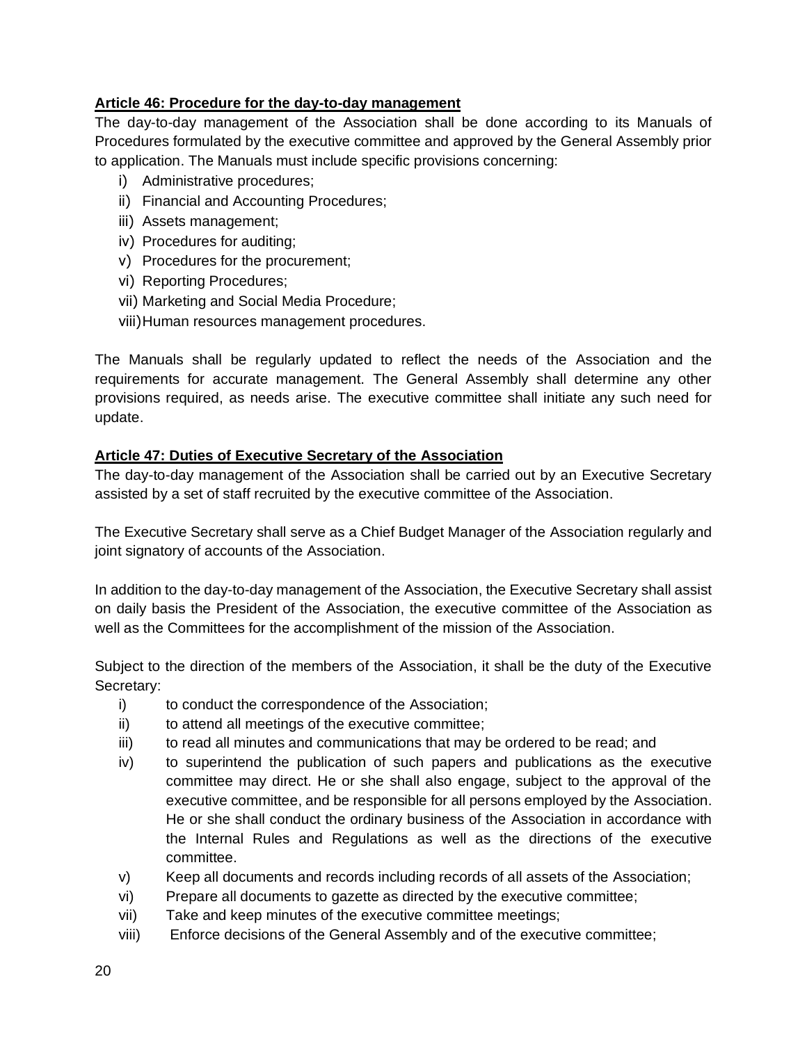**Article 46: Procedure for the day-to-day management**

The day-to-day management of the Association shall be done according to its Manuals of Procedures formulated by the executive committee and approved by the General Assembly prior to application. The Manuals must include specific provisions concerning:

i) Administrative procedures;
ii) Financial and Accounting Procedures;
iii) Assets management;
iv) Procedures for auditing;
v) Procedures for the procurement;
vi) Reporting Procedures;
vii) Marketing and Social Media Procedure;
viii) Human resources management procedures.

The Manuals shall be regularly updated to reflect the needs of the Association and the requirements for accurate management. The General Assembly shall determine any other provisions required, as needs arise. The executive committee shall initiate any such need for update.

**Article 47: Duties of Executive Secretary of the Association**

The day-to-day management of the Association shall be carried out by an Executive Secretary assisted by a set of staff recruited by the executive committee of the Association.

The Executive Secretary shall serve as a Chief Budget Manager of the Association regularly and joint signatory of accounts of the Association.

In addition to the day-to-day management of the Association, the Executive Secretary shall assist on daily basis the President of the Association, the executive committee of the Association as well as the Committees for the accomplishment of the mission of the Association.

Subject to the direction of the members of the Association, it shall be the duty of the Executive Secretary:

i) to conduct the correspondence of the Association;
ii) to attend all meetings of the executive committee;
iii) to read all minutes and communications that may be ordered to be read; and
iv) to superintend the publication of such papers and publications as the executive committee may direct. He or she shall also engage, subject to the approval of the executive committee, and be responsible for all persons employed by the Association. He or she shall conduct the ordinary business of the Association in accordance with the Internal Rules and Regulations as well as the directions of the executive committee.
v) Keep all documents and records including records of all assets of the Association;
vi) Prepare all documents to gazette as directed by the executive committee;
vii) Take and keep minutes of the executive committee meetings;
viii) Enforce decisions of the General Assembly and of the executive committee;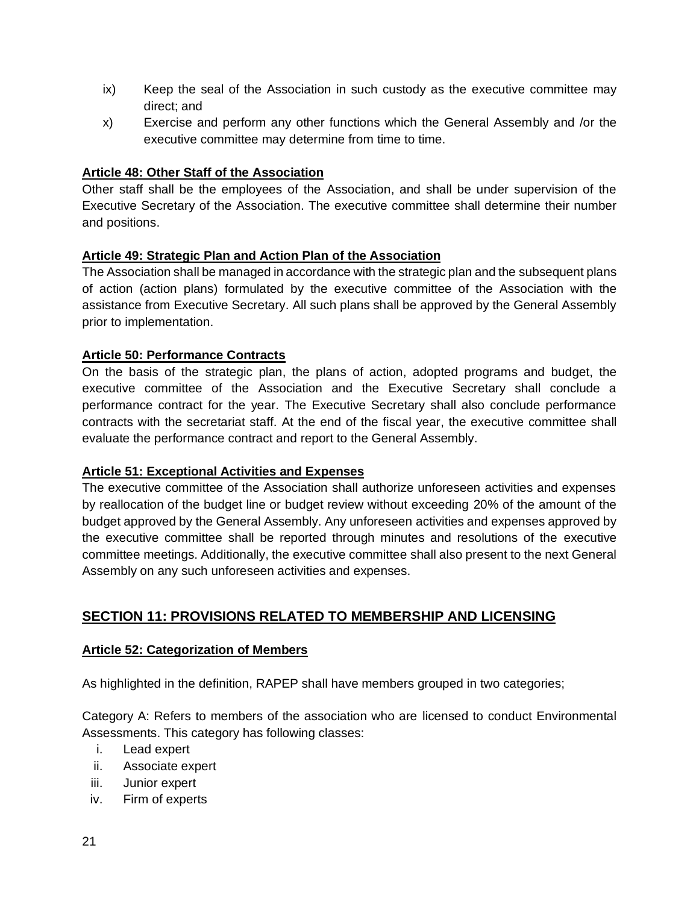ix) Keep the seal of the Association in such custody as the executive committee may direct; and

x) Exercise and perform any other functions which the General Assembly and /or the executive committee may determine from time to time.

**Article 48: Other Staff of the Association**

Other staff shall be the employees of the Association, and shall be under supervision of the Executive Secretary of the Association. The executive committee shall determine their number and positions.

**Article 49: Strategic Plan and Action Plan of the Association**

The Association shall be managed in accordance with the strategic plan and the subsequent plans of action (action plans) formulated by the executive committee of the Association with the assistance from Executive Secretary. All such plans shall be approved by the General Assembly prior to implementation.

**Article 50: Performance Contracts**

On the basis of the strategic plan, the plans of action, adopted programs and budget, the executive committee of the Association and the Executive Secretary shall conclude a performance contract for the year. The Executive Secretary shall also conclude performance contracts with the secretariat staff. At the end of the fiscal year, the executive committee shall evaluate the performance contract and report to the General Assembly.

**Article 51: Exceptional Activities and Expenses**

The executive committee of the Association shall authorize unforeseen activities and expenses by reallocation of the budget line or budget review without exceeding 20% of the amount of the budget approved by the General Assembly. Any unforeseen activities and expenses approved by the executive committee shall be reported through minutes and resolutions of the executive committee meetings. Additionally, the executive committee shall also present to the next General Assembly on any such unforeseen activities and expenses.

## SECTION 11: PROVISIONS RELATED TO MEMBERSHIP AND LICENSING

**Article 52: Categorization of Members**

As highlighted in the definition, RAPEP shall have members grouped in two categories;

Category A: Refers to members of the association who are licensed to conduct Environmental Assessments. This category has following classes:

i. Lead expert
ii. Associate expert
iii. Junior expert
iv. Firm of experts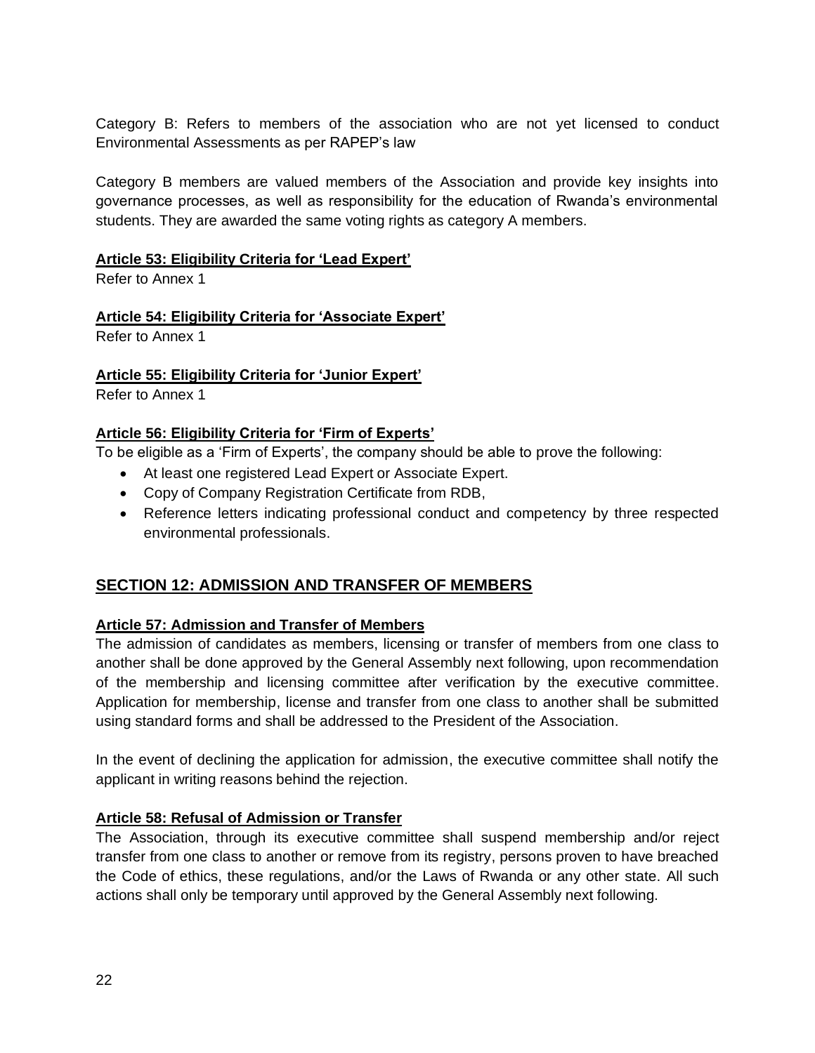Category B: Refers to members of the association who are not yet licensed to conduct Environmental Assessments as per RAPEP's law

Category B members are valued members of the Association and provide key insights into governance processes, as well as responsibility for the education of Rwanda's environmental students. They are awarded the same voting rights as category A members.

**Article 53: Eligibility Criteria for 'Lead Expert'**

Refer to Annex 1

**Article 54: Eligibility Criteria for 'Associate Expert'**

Refer to Annex 1

**Article 55: Eligibility Criteria for 'Junior Expert'**

Refer to Annex 1

**Article 56: Eligibility Criteria for 'Firm of Experts'**

To be eligible as a 'Firm of Experts', the company should be able to prove the following:

- At least one registered Lead Expert or Associate Expert.
- Copy of Company Registration Certificate from RDB,
- Reference letters indicating professional conduct and competency by three respected environmental professionals.

## SECTION 12: ADMISSION AND TRANSFER OF MEMBERS

**Article 57: Admission and Transfer of Members**

The admission of candidates as members, licensing or transfer of members from one class to another shall be done approved by the General Assembly next following, upon recommendation of the membership and licensing committee after verification by the executive committee. Application for membership, license and transfer from one class to another shall be submitted using standard forms and shall be addressed to the President of the Association.

In the event of declining the application for admission, the executive committee shall notify the applicant in writing reasons behind the rejection.

**Article 58: Refusal of Admission or Transfer**

The Association, through its executive committee shall suspend membership and/or reject transfer from one class to another or remove from its registry, persons proven to have breached the Code of ethics, these regulations, and/or the Laws of Rwanda or any other state. All such actions shall only be temporary until approved by the General Assembly next following.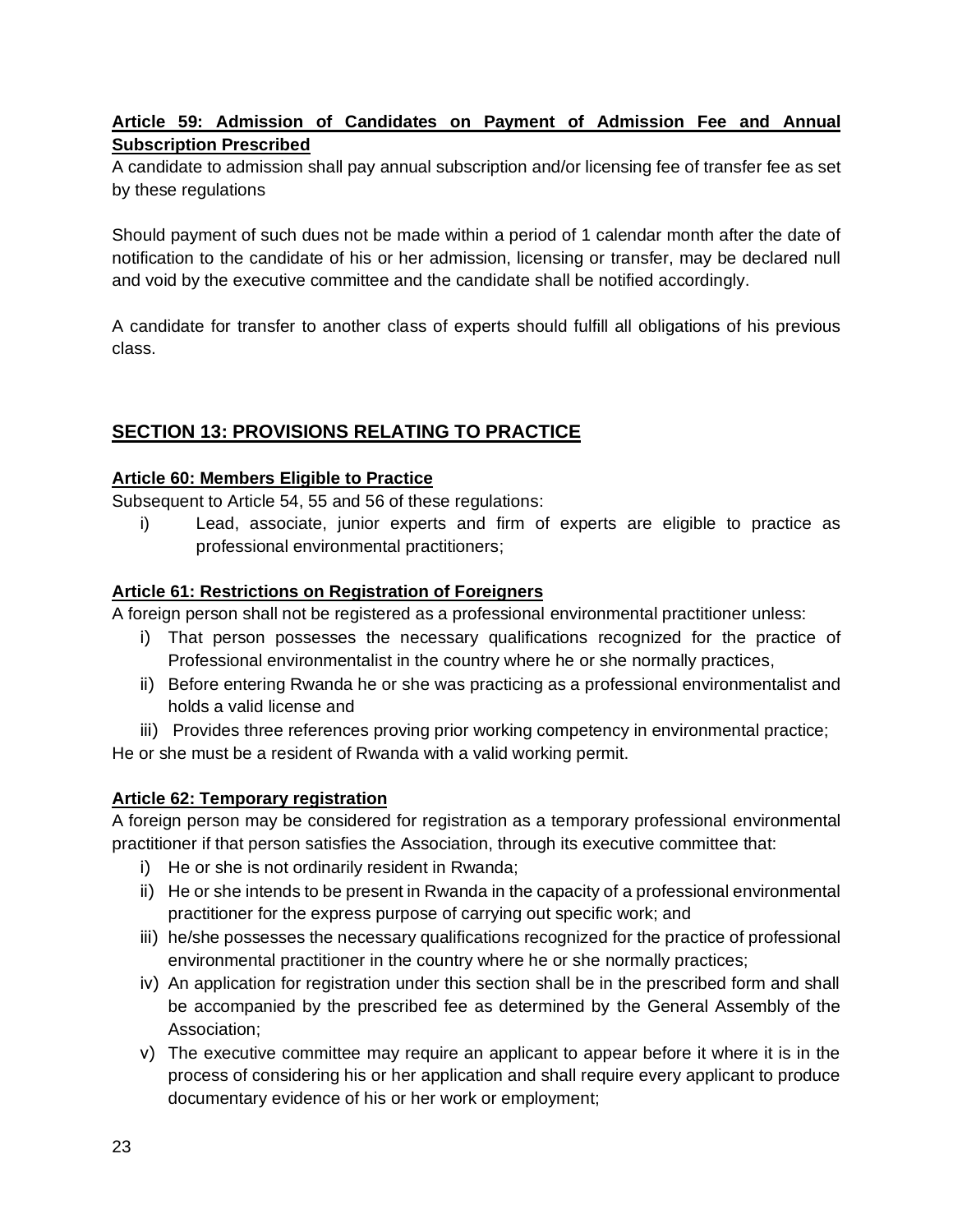**Article 59: Admission of Candidates on Payment of Admission Fee and Annual Subscription Prescribed**

A candidate to admission shall pay annual subscription and/or licensing fee of transfer fee as set by these regulations

Should payment of such dues not be made within a period of 1 calendar month after the date of notification to the candidate of his or her admission, licensing or transfer, may be declared null and void by the executive committee and the candidate shall be notified accordingly.

A candidate for transfer to another class of experts should fulfill all obligations of his previous class.

## SECTION 13: PROVISIONS RELATING TO PRACTICE

**Article 60: Members Eligible to Practice**

Subsequent to Article 54, 55 and 56 of these regulations:

i) Lead, associate, junior experts and firm of experts are eligible to practice as professional environmental practitioners;

**Article 61: Restrictions on Registration of Foreigners**

A foreign person shall not be registered as a professional environmental practitioner unless:

i) That person possesses the necessary qualifications recognized for the practice of Professional environmentalist in the country where he or she normally practices,
ii) Before entering Rwanda he or she was practicing as a professional environmentalist and holds a valid license and
iii) Provides three references proving prior working competency in environmental practice;

He or she must be a resident of Rwanda with a valid working permit.

**Article 62: Temporary registration**

A foreign person may be considered for registration as a temporary professional environmental practitioner if that person satisfies the Association, through its executive committee that:

i) He or she is not ordinarily resident in Rwanda;
ii) He or she intends to be present in Rwanda in the capacity of a professional environmental practitioner for the express purpose of carrying out specific work; and
iii) he/she possesses the necessary qualifications recognized for the practice of professional environmental practitioner in the country where he or she normally practices;
iv) An application for registration under this section shall be in the prescribed form and shall be accompanied by the prescribed fee as determined by the General Assembly of the Association;
v) The executive committee may require an applicant to appear before it where it is in the process of considering his or her application and shall require every applicant to produce documentary evidence of his or her work or employment;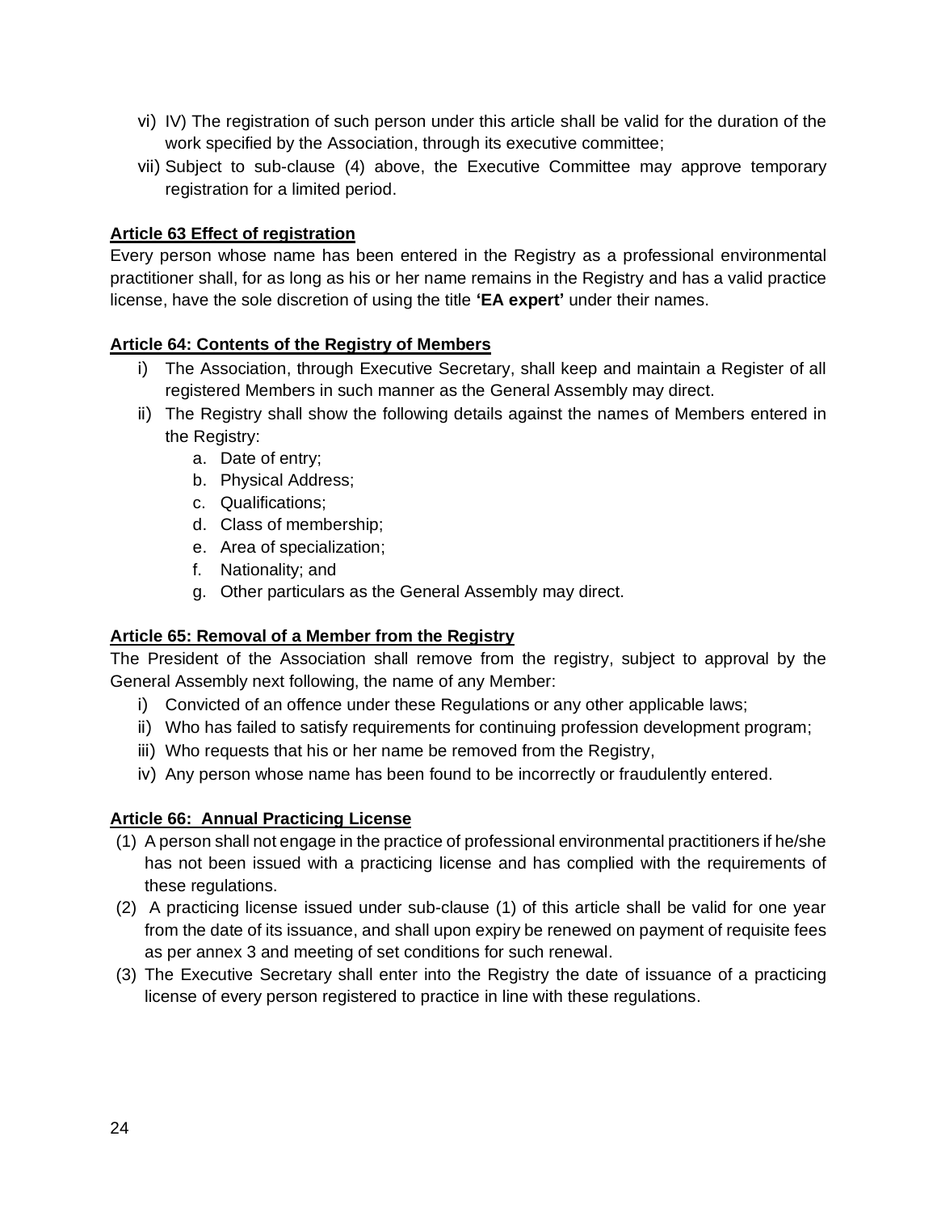vi) IV) The registration of such person under this article shall be valid for the duration of the work specified by the Association, through its executive committee;

vii) Subject to sub-clause (4) above, the Executive Committee may approve temporary registration for a limited period.

**Article 63 Effect of registration**

Every person whose name has been entered in the Registry as a professional environmental practitioner shall, for as long as his or her name remains in the Registry and has a valid practice license, have the sole discretion of using the title **'EA expert'** under their names.

**Article 64: Contents of the Registry of Members**

i) The Association, through Executive Secretary, shall keep and maintain a Register of all registered Members in such manner as the General Assembly may direct.

ii) The Registry shall show the following details against the names of Members entered in the Registry:

   a. Date of entry;
   b. Physical Address;
   c. Qualifications;
   d. Class of membership;
   e. Area of specialization;
   f. Nationality; and
   g. Other particulars as the General Assembly may direct.

**Article 65: Removal of a Member from the Registry**

The President of the Association shall remove from the registry, subject to approval by the General Assembly next following, the name of any Member:

i) Convicted of an offence under these Regulations or any other applicable laws;

ii) Who has failed to satisfy requirements for continuing profession development program;

iii) Who requests that his or her name be removed from the Registry,

iv) Any person whose name has been found to be incorrectly or fraudulently entered.

**Article 66: Annual Practicing License**

(1) A person shall not engage in the practice of professional environmental practitioners if he/she has not been issued with a practicing license and has complied with the requirements of these regulations.

(2) A practicing license issued under sub-clause (1) of this article shall be valid for one year from the date of its issuance, and shall upon expiry be renewed on payment of requisite fees as per annex 3 and meeting of set conditions for such renewal.

(3) The Executive Secretary shall enter into the Registry the date of issuance of a practicing license of every person registered to practice in line with these regulations.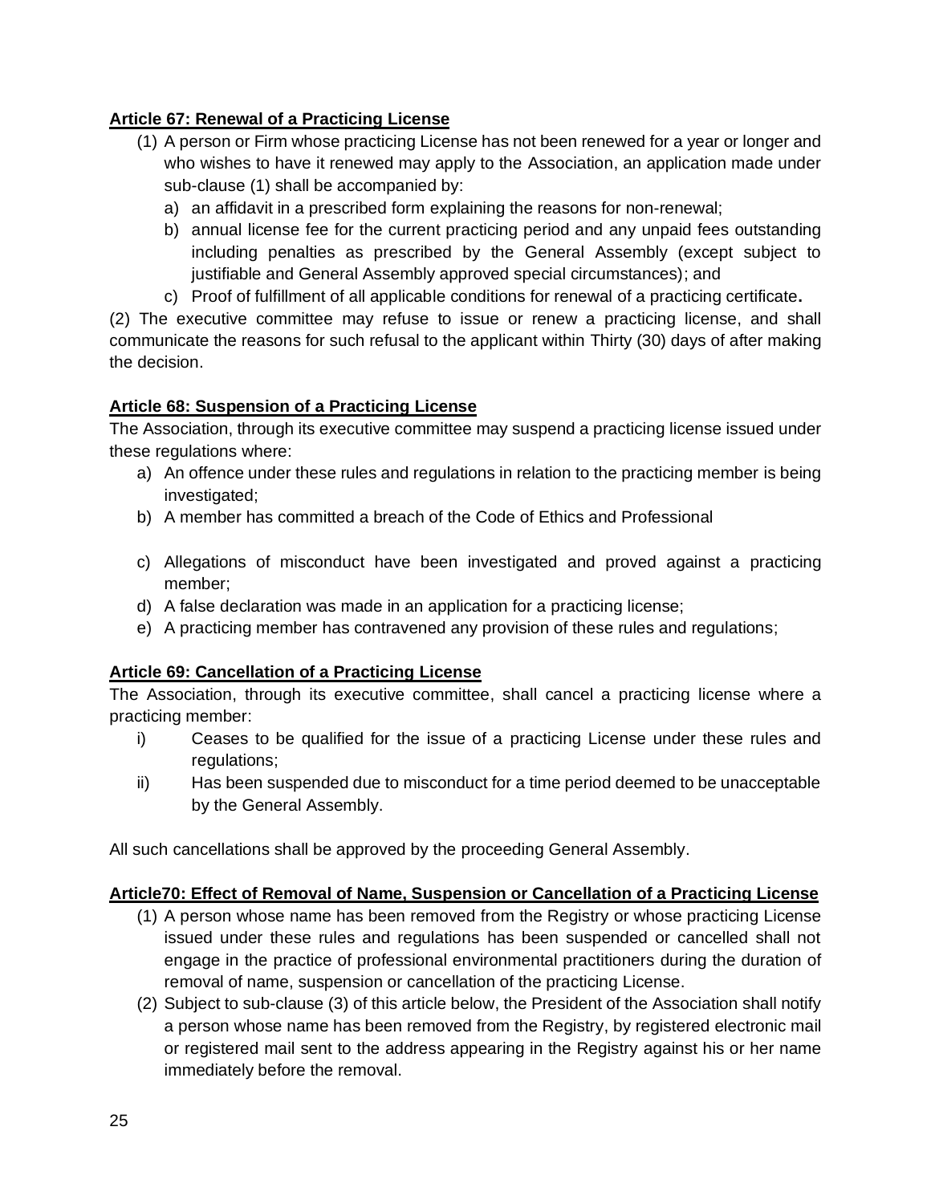**Article 67: Renewal of a Practicing License**

(1) A person or Firm whose practicing License has not been renewed for a year or longer and who wishes to have it renewed may apply to the Association, an application made under sub-clause (1) shall be accompanied by:

a) an affidavit in a prescribed form explaining the reasons for non-renewal;
b) annual license fee for the current practicing period and any unpaid fees outstanding including penalties as prescribed by the General Assembly (except subject to justifiable and General Assembly approved special circumstances); and
c) Proof of fulfillment of all applicable conditions for renewal of a practicing certificate**.**

(2) The executive committee may refuse to issue or renew a practicing license, and shall communicate the reasons for such refusal to the applicant within Thirty (30) days of after making the decision.

**Article 68: Suspension of a Practicing License**

The Association, through its executive committee may suspend a practicing license issued under these regulations where:

a) An offence under these rules and regulations in relation to the practicing member is being investigated;
b) A member has committed a breach of the Code of Ethics and Professional
c) Allegations of misconduct have been investigated and proved against a practicing member;
d) A false declaration was made in an application for a practicing license;
e) A practicing member has contravened any provision of these rules and regulations;

**Article 69: Cancellation of a Practicing License**

The Association, through its executive committee, shall cancel a practicing license where a practicing member:

i) Ceases to be qualified for the issue of a practicing License under these rules and regulations;
ii) Has been suspended due to misconduct for a time period deemed to be unacceptable by the General Assembly.

All such cancellations shall be approved by the proceeding General Assembly.

**Article70: Effect of Removal of Name, Suspension or Cancellation of a Practicing License**

(1) A person whose name has been removed from the Registry or whose practicing License issued under these rules and regulations has been suspended or cancelled shall not engage in the practice of professional environmental practitioners during the duration of removal of name, suspension or cancellation of the practicing License.

(2) Subject to sub-clause (3) of this article below, the President of the Association shall notify a person whose name has been removed from the Registry, by registered electronic mail or registered mail sent to the address appearing in the Registry against his or her name immediately before the removal.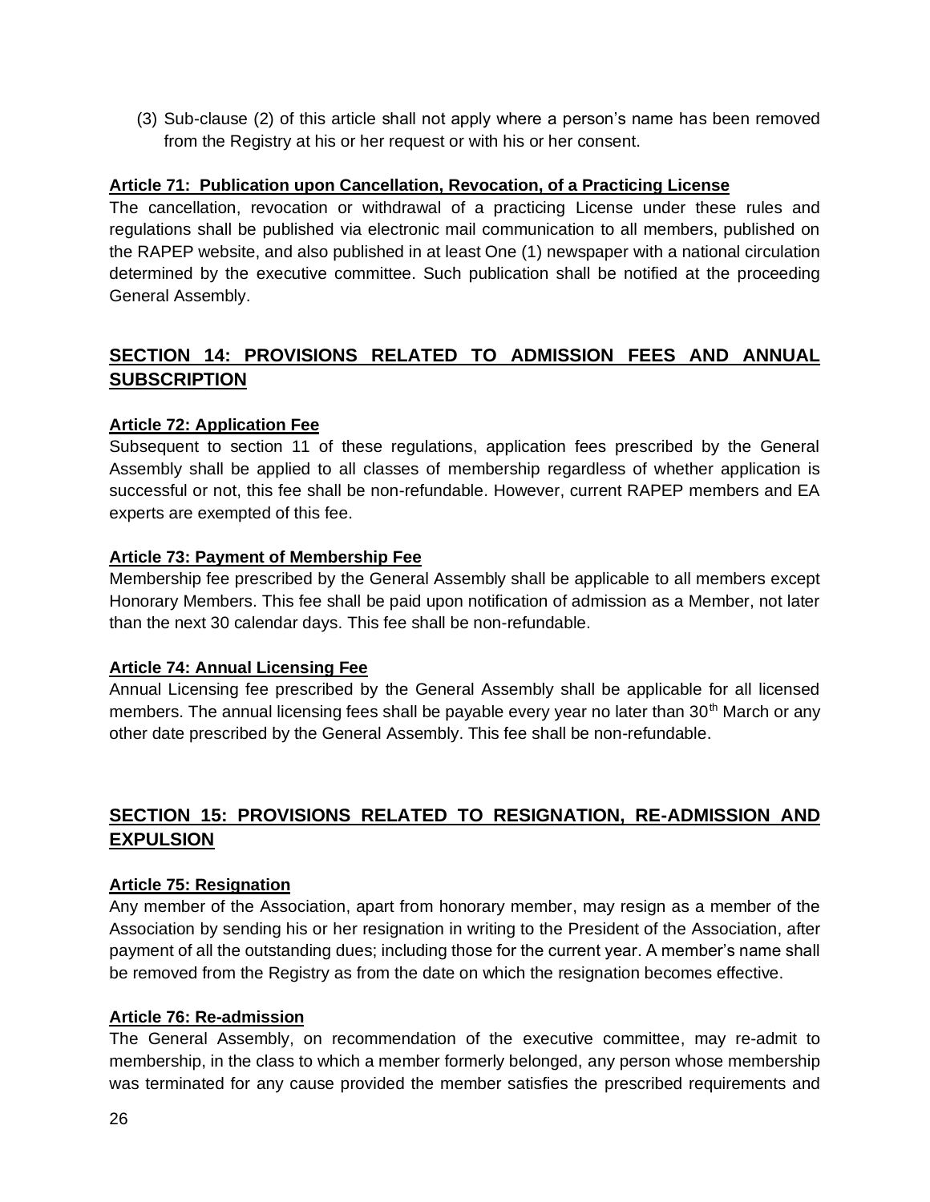(3) Sub-clause (2) of this article shall not apply where a person's name has been removed from the Registry at his or her request or with his or her consent.

#### Article 71: Publication upon Cancellation, Revocation, of a Practicing License

The cancellation, revocation or withdrawal of a practicing License under these rules and regulations shall be published via electronic mail communication to all members, published on the RAPEP website, and also published in at least One (1) newspaper with a national circulation determined by the executive committee. Such publication shall be notified at the proceeding General Assembly.

## SECTION 14: PROVISIONS RELATED TO ADMISSION FEES AND ANNUAL SUBSCRIPTION

#### Article 72: Application Fee

Subsequent to section 11 of these regulations, application fees prescribed by the General Assembly shall be applied to all classes of membership regardless of whether application is successful or not, this fee shall be non-refundable. However, current RAPEP members and EA experts are exempted of this fee.

#### Article 73: Payment of Membership Fee

Membership fee prescribed by the General Assembly shall be applicable to all members except Honorary Members. This fee shall be paid upon notification of admission as a Member, not later than the next 30 calendar days. This fee shall be non-refundable.

#### Article 74: Annual Licensing Fee

Annual Licensing fee prescribed by the General Assembly shall be applicable for all licensed members. The annual licensing fees shall be payable every year no later than 30th March or any other date prescribed by the General Assembly. This fee shall be non-refundable.

## SECTION 15: PROVISIONS RELATED TO RESIGNATION, RE-ADMISSION AND EXPULSION

#### Article 75: Resignation

Any member of the Association, apart from honorary member, may resign as a member of the Association by sending his or her resignation in writing to the President of the Association, after payment of all the outstanding dues; including those for the current year. A member's name shall be removed from the Registry as from the date on which the resignation becomes effective.

#### Article 76: Re-admission

The General Assembly, on recommendation of the executive committee, may re-admit to membership, in the class to which a member formerly belonged, any person whose membership was terminated for any cause provided the member satisfies the prescribed requirements and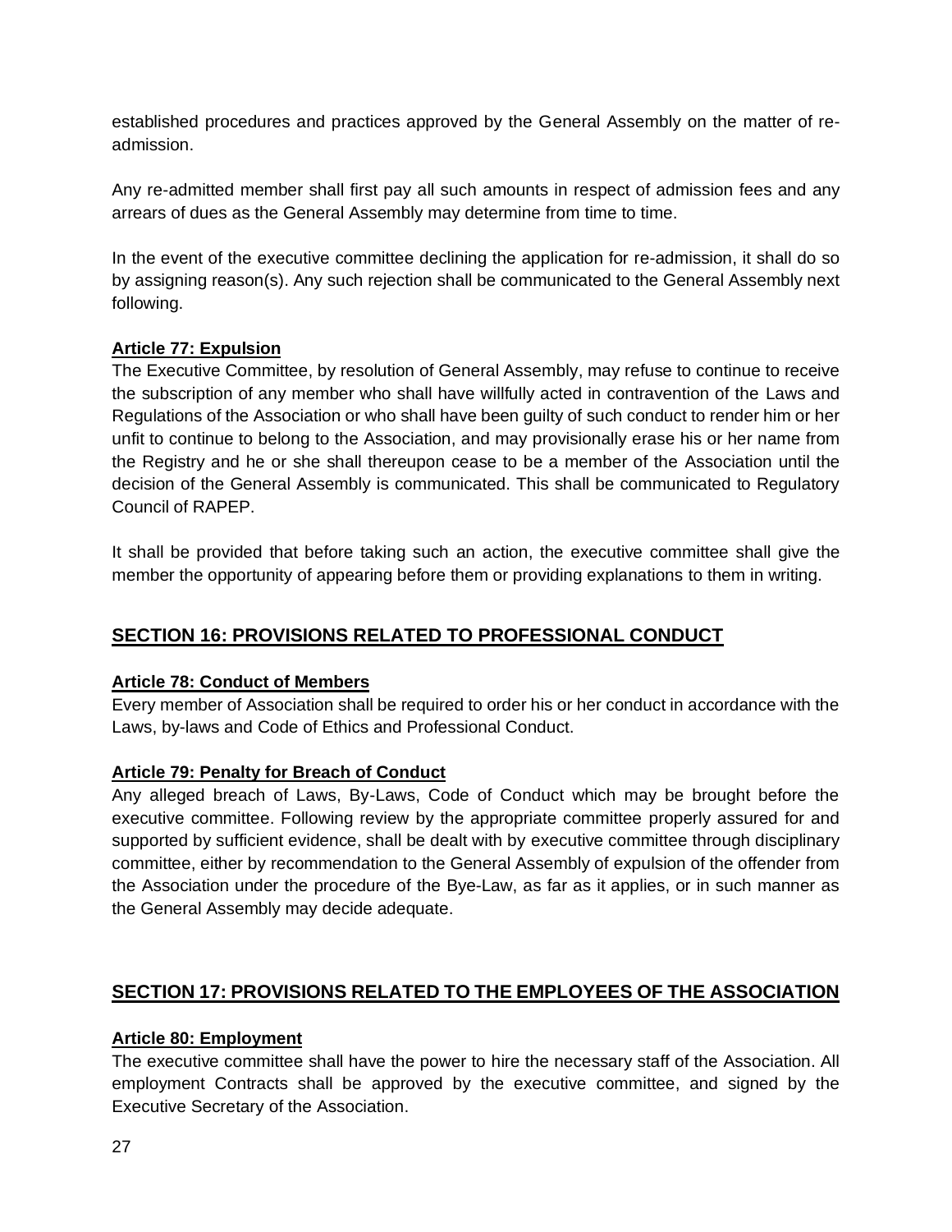established procedures and practices approved by the General Assembly on the matter of re-admission.

Any re-admitted member shall first pay all such amounts in respect of admission fees and any arrears of dues as the General Assembly may determine from time to time.

In the event of the executive committee declining the application for re-admission, it shall do so by assigning reason(s). Any such rejection shall be communicated to the General Assembly next following.

#### Article 77: Expulsion

The Executive Committee, by resolution of General Assembly, may refuse to continue to receive the subscription of any member who shall have willfully acted in contravention of the Laws and Regulations of the Association or who shall have been guilty of such conduct to render him or her unfit to continue to belong to the Association, and may provisionally erase his or her name from the Registry and he or she shall thereupon cease to be a member of the Association until the decision of the General Assembly is communicated. This shall be communicated to Regulatory Council of RAPEP.

It shall be provided that before taking such an action, the executive committee shall give the member the opportunity of appearing before them or providing explanations to them in writing.

## SECTION 16: PROVISIONS RELATED TO PROFESSIONAL CONDUCT

#### Article 78: Conduct of Members

Every member of Association shall be required to order his or her conduct in accordance with the Laws, by-laws and Code of Ethics and Professional Conduct.

#### Article 79: Penalty for Breach of Conduct

Any alleged breach of Laws, By-Laws, Code of Conduct which may be brought before the executive committee. Following review by the appropriate committee properly assured for and supported by sufficient evidence, shall be dealt with by executive committee through disciplinary committee, either by recommendation to the General Assembly of expulsion of the offender from the Association under the procedure of the Bye-Law, as far as it applies, or in such manner as the General Assembly may decide adequate.

## SECTION 17: PROVISIONS RELATED TO THE EMPLOYEES OF THE ASSOCIATION

#### Article 80: Employment

The executive committee shall have the power to hire the necessary staff of the Association. All employment Contracts shall be approved by the executive committee, and signed by the Executive Secretary of the Association.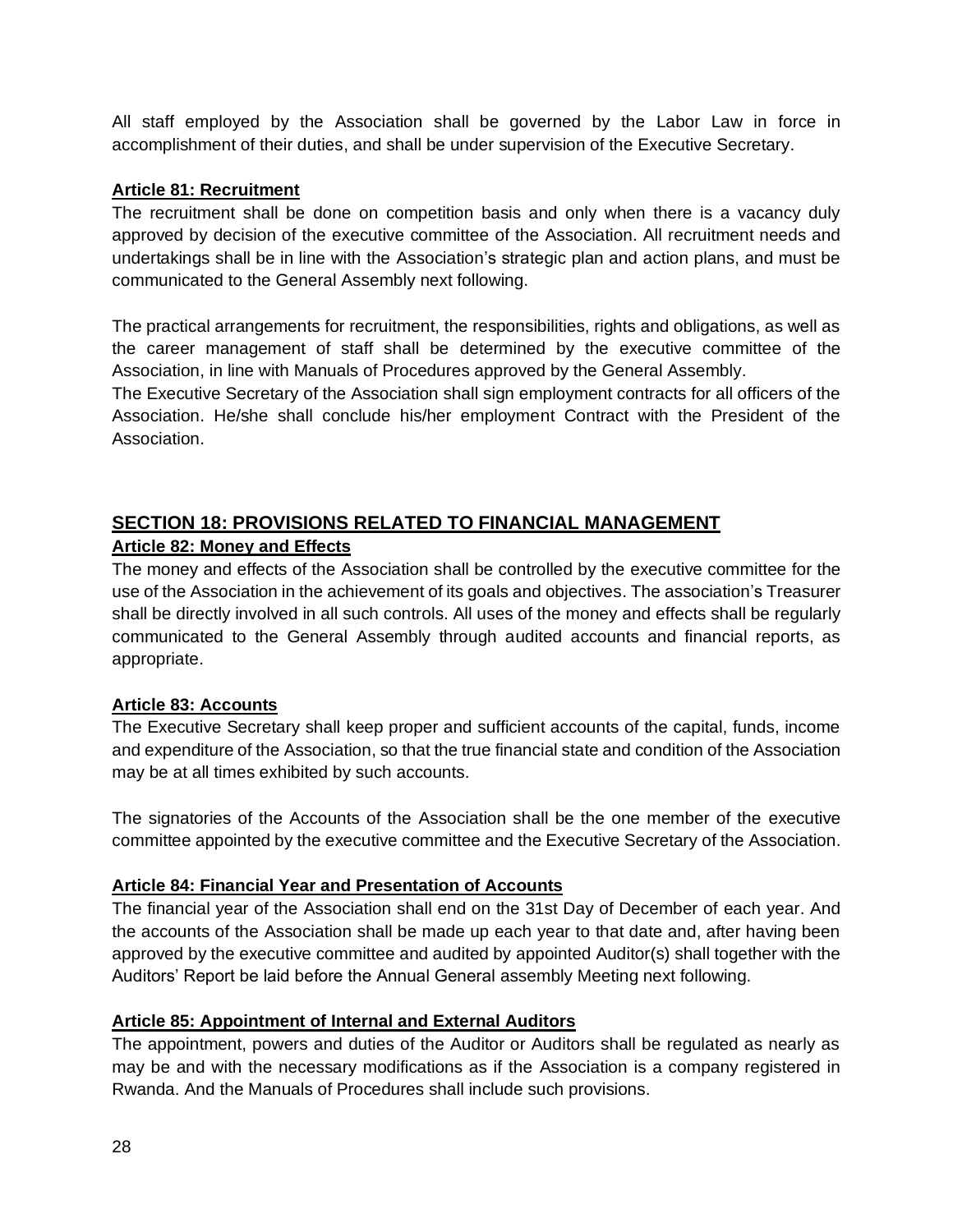All staff employed by the Association shall be governed by the Labor Law in force in accomplishment of their duties, and shall be under supervision of the Executive Secretary.

### Article 81: Recruitment

The recruitment shall be done on competition basis and only when there is a vacancy duly approved by decision of the executive committee of the Association. All recruitment needs and undertakings shall be in line with the Association's strategic plan and action plans, and must be communicated to the General Assembly next following.

The practical arrangements for recruitment, the responsibilities, rights and obligations, as well as the career management of staff shall be determined by the executive committee of the Association, in line with Manuals of Procedures approved by the General Assembly.
The Executive Secretary of the Association shall sign employment contracts for all officers of the Association. He/she shall conclude his/her employment Contract with the President of the Association.

## SECTION 18: PROVISIONS RELATED TO FINANCIAL MANAGEMENT

### Article 82: Money and Effects

The money and effects of the Association shall be controlled by the executive committee for the use of the Association in the achievement of its goals and objectives. The association's Treasurer shall be directly involved in all such controls. All uses of the money and effects shall be regularly communicated to the General Assembly through audited accounts and financial reports, as appropriate.

### Article 83: Accounts

The Executive Secretary shall keep proper and sufficient accounts of the capital, funds, income and expenditure of the Association, so that the true financial state and condition of the Association may be at all times exhibited by such accounts.

The signatories of the Accounts of the Association shall be the one member of the executive committee appointed by the executive committee and the Executive Secretary of the Association.

### Article 84: Financial Year and Presentation of Accounts

The financial year of the Association shall end on the 31st Day of December of each year. And the accounts of the Association shall be made up each year to that date and, after having been approved by the executive committee and audited by appointed Auditor(s) shall together with the Auditors' Report be laid before the Annual General assembly Meeting next following.

### Article 85: Appointment of Internal and External Auditors

The appointment, powers and duties of the Auditor or Auditors shall be regulated as nearly as may be and with the necessary modifications as if the Association is a company registered in Rwanda. And the Manuals of Procedures shall include such provisions.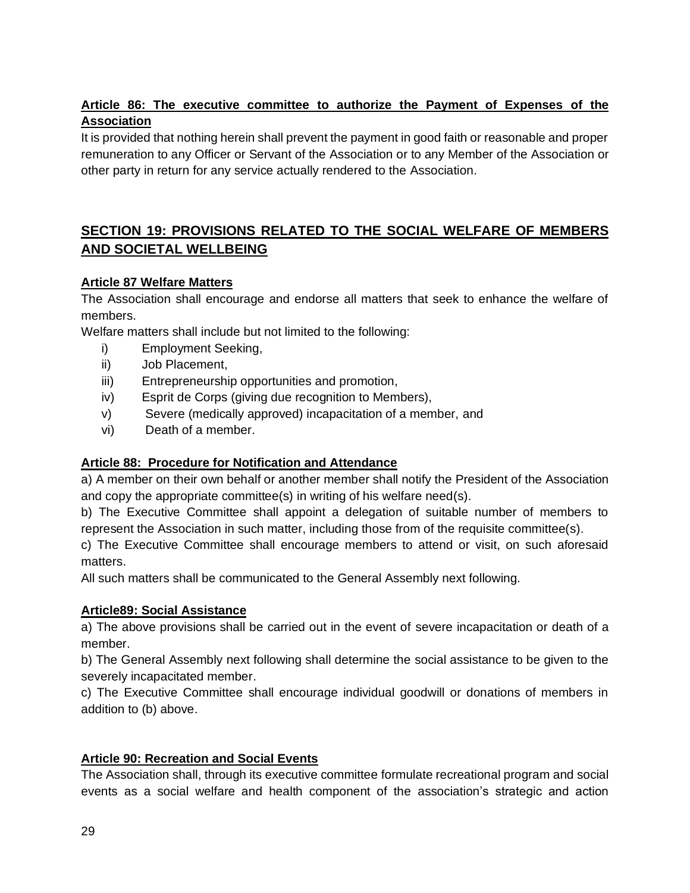### Article 86: The executive committee to authorize the Payment of Expenses of the Association

It is provided that nothing herein shall prevent the payment in good faith or reasonable and proper remuneration to any Officer or Servant of the Association or to any Member of the Association or other party in return for any service actually rendered to the Association.

## SECTION 19: PROVISIONS RELATED TO THE SOCIAL WELFARE OF MEMBERS AND SOCIETAL WELLBEING

### Article 87 Welfare Matters

The Association shall encourage and endorse all matters that seek to enhance the welfare of members.

Welfare matters shall include but not limited to the following:

i) Employment Seeking,
ii) Job Placement,
iii) Entrepreneurship opportunities and promotion,
iv) Esprit de Corps (giving due recognition to Members),
v) Severe (medically approved) incapacitation of a member, and
vi) Death of a member.

### Article 88: Procedure for Notification and Attendance

a) A member on their own behalf or another member shall notify the President of the Association and copy the appropriate committee(s) in writing of his welfare need(s).

b) The Executive Committee shall appoint a delegation of suitable number of members to represent the Association in such matter, including those from of the requisite committee(s).

c) The Executive Committee shall encourage members to attend or visit, on such aforesaid matters.

All such matters shall be communicated to the General Assembly next following.

### Article89: Social Assistance

a) The above provisions shall be carried out in the event of severe incapacitation or death of a member.

b) The General Assembly next following shall determine the social assistance to be given to the severely incapacitated member.

c) The Executive Committee shall encourage individual goodwill or donations of members in addition to (b) above.

### Article 90: Recreation and Social Events

The Association shall, through its executive committee formulate recreational program and social events as a social welfare and health component of the association's strategic and action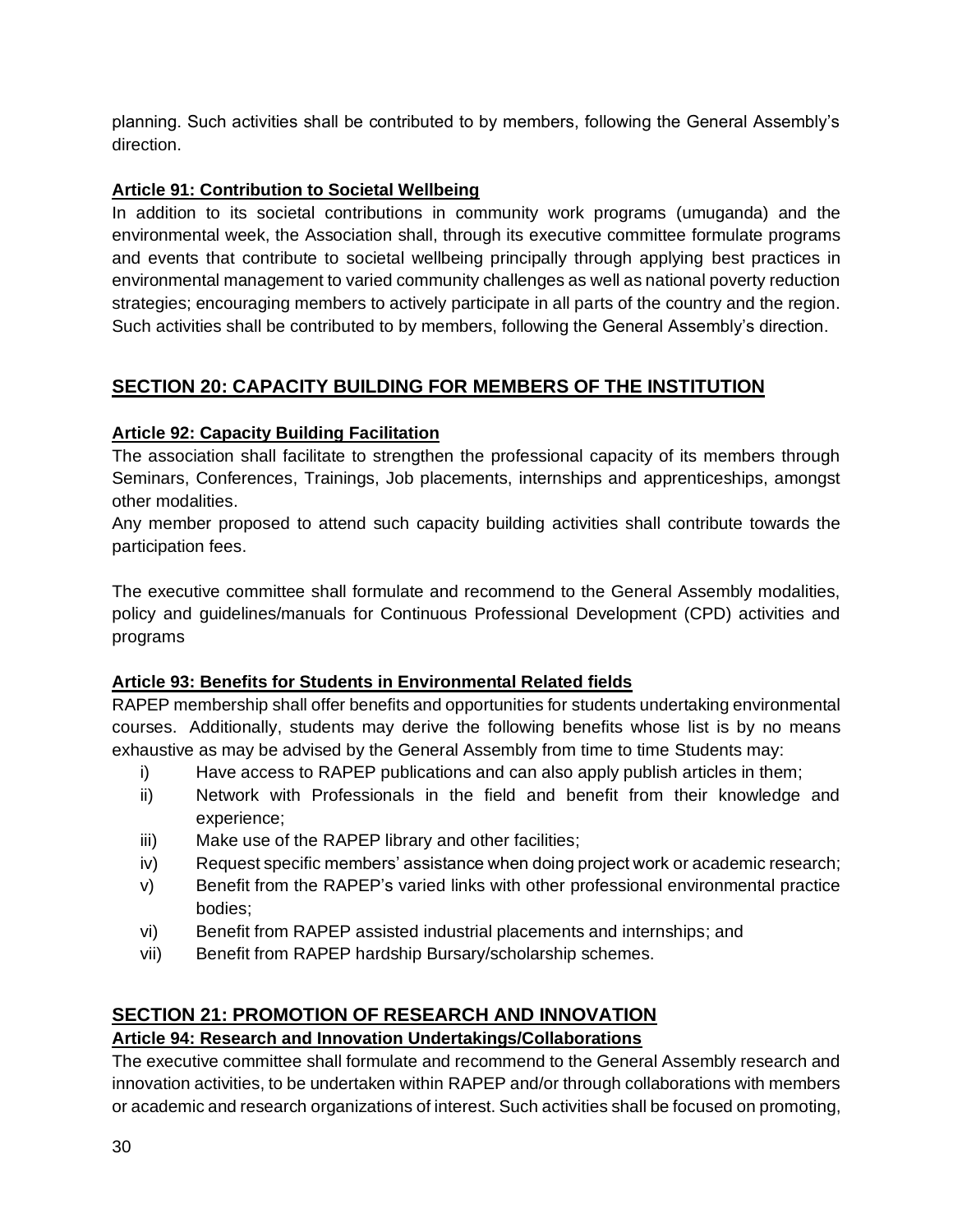planning. Such activities shall be contributed to by members, following the General Assembly's direction.

### Article 91: Contribution to Societal Wellbeing

In addition to its societal contributions in community work programs (umuganda) and the environmental week, the Association shall, through its executive committee formulate programs and events that contribute to societal wellbeing principally through applying best practices in environmental management to varied community challenges as well as national poverty reduction strategies; encouraging members to actively participate in all parts of the country and the region. Such activities shall be contributed to by members, following the General Assembly's direction.

## SECTION 20: CAPACITY BUILDING FOR MEMBERS OF THE INSTITUTION

### Article 92: Capacity Building Facilitation

The association shall facilitate to strengthen the professional capacity of its members through Seminars, Conferences, Trainings, Job placements, internships and apprenticeships, amongst other modalities.

Any member proposed to attend such capacity building activities shall contribute towards the participation fees.

The executive committee shall formulate and recommend to the General Assembly modalities, policy and guidelines/manuals for Continuous Professional Development (CPD) activities and programs

### Article 93: Benefits for Students in Environmental Related fields

RAPEP membership shall offer benefits and opportunities for students undertaking environmental courses. Additionally, students may derive the following benefits whose list is by no means exhaustive as may be advised by the General Assembly from time to time Students may:

i) Have access to RAPEP publications and can also apply publish articles in them;
ii) Network with Professionals in the field and benefit from their knowledge and experience;
iii) Make use of the RAPEP library and other facilities;
iv) Request specific members' assistance when doing project work or academic research;
v) Benefit from the RAPEP's varied links with other professional environmental practice bodies;
vi) Benefit from RAPEP assisted industrial placements and internships; and
vii) Benefit from RAPEP hardship Bursary/scholarship schemes.

## SECTION 21: PROMOTION OF RESEARCH AND INNOVATION

### Article 94: Research and Innovation Undertakings/Collaborations

The executive committee shall formulate and recommend to the General Assembly research and innovation activities, to be undertaken within RAPEP and/or through collaborations with members or academic and research organizations of interest. Such activities shall be focused on promoting,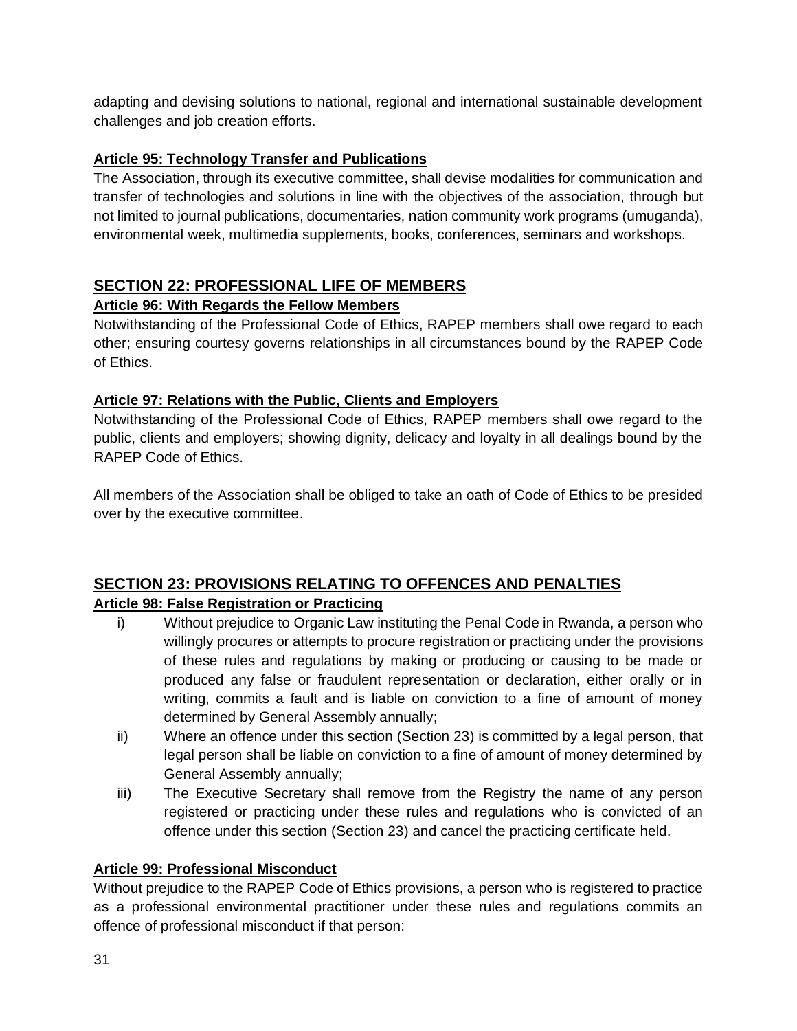adapting and devising solutions to national, regional and international sustainable development challenges and job creation efforts.

#### Article 95: Technology Transfer and Publications

The Association, through its executive committee, shall devise modalities for communication and transfer of technologies and solutions in line with the objectives of the association, through but not limited to journal publications, documentaries, nation community work programs (umuganda), environmental week, multimedia supplements, books, conferences, seminars and workshops.

### SECTION 22: PROFESSIONAL LIFE OF MEMBERS

#### Article 96: With Regards the Fellow Members

Notwithstanding of the Professional Code of Ethics, RAPEP members shall owe regard to each other; ensuring courtesy governs relationships in all circumstances bound by the RAPEP Code of Ethics.

#### Article 97: Relations with the Public, Clients and Employers

Notwithstanding of the Professional Code of Ethics, RAPEP members shall owe regard to the public, clients and employers; showing dignity, delicacy and loyalty in all dealings bound by the RAPEP Code of Ethics.

All members of the Association shall be obliged to take an oath of Code of Ethics to be presided over by the executive committee.

### SECTION 23: PROVISIONS RELATING TO OFFENCES AND PENALTIES

#### Article 98: False Registration or Practicing

i) Without prejudice to Organic Law instituting the Penal Code in Rwanda, a person who willingly procures or attempts to procure registration or practicing under the provisions of these rules and regulations by making or producing or causing to be made or produced any false or fraudulent representation or declaration, either orally or in writing, commits a fault and is liable on conviction to a fine of amount of money determined by General Assembly annually;

ii) Where an offence under this section (Section 23) is committed by a legal person, that legal person shall be liable on conviction to a fine of amount of money determined by General Assembly annually;

iii) The Executive Secretary shall remove from the Registry the name of any person registered or practicing under these rules and regulations who is convicted of an offence under this section (Section 23) and cancel the practicing certificate held.

#### Article 99: Professional Misconduct

Without prejudice to the RAPEP Code of Ethics provisions, a person who is registered to practice as a professional environmental practitioner under these rules and regulations commits an offence of professional misconduct if that person: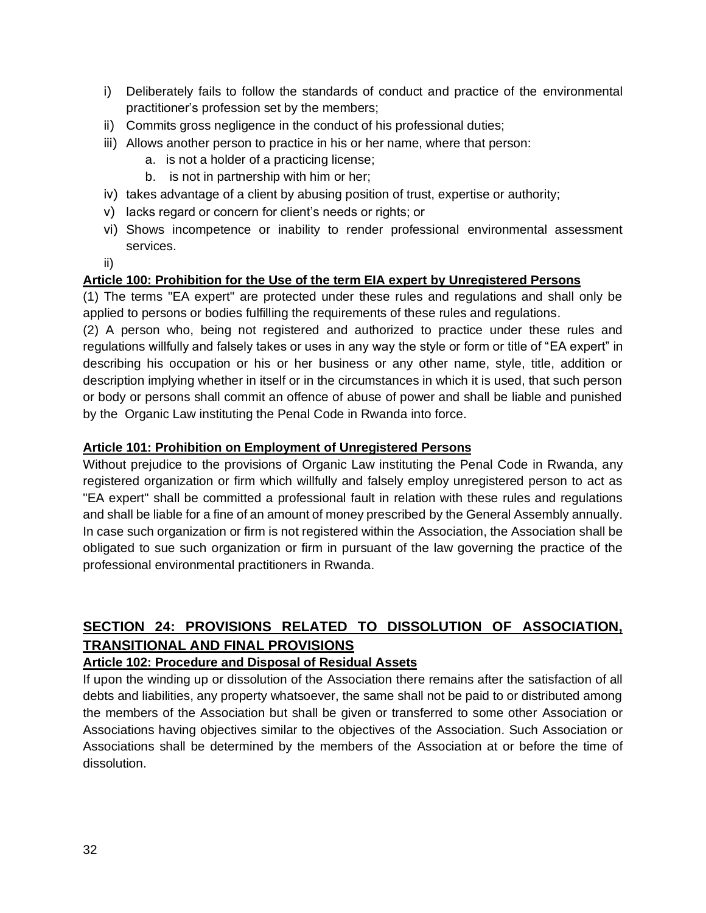i) Deliberately fails to follow the standards of conduct and practice of the environmental practitioner's profession set by the members;
ii) Commits gross negligence in the conduct of his professional duties;
iii) Allows another person to practice in his or her name, where that person:
    a. is not a holder of a practicing license;
    b. is not in partnership with him or her;
iv) takes advantage of a client by abusing position of trust, expertise or authority;
v) lacks regard or concern for client's needs or rights; or
vi) Shows incompetence or inability to render professional environmental assessment services.

ii)

**Article 100: Prohibition for the Use of the term EIA expert by Unregistered Persons**

(1) The terms "EA expert" are protected under these rules and regulations and shall only be applied to persons or bodies fulfilling the requirements of these rules and regulations.

(2) A person who, being not registered and authorized to practice under these rules and regulations willfully and falsely takes or uses in any way the style or form or title of "EA expert" in describing his occupation or his or her business or any other name, style, title, addition or description implying whether in itself or in the circumstances in which it is used, that such person or body or persons shall commit an offence of abuse of power and shall be liable and punished by the Organic Law instituting the Penal Code in Rwanda into force.

**Article 101: Prohibition on Employment of Unregistered Persons**

Without prejudice to the provisions of Organic Law instituting the Penal Code in Rwanda, any registered organization or firm which willfully and falsely employ unregistered person to act as "EA expert" shall be committed a professional fault in relation with these rules and regulations and shall be liable for a fine of an amount of money prescribed by the General Assembly annually. In case such organization or firm is not registered within the Association, the Association shall be obligated to sue such organization or firm in pursuant of the law governing the practice of the professional environmental practitioners in Rwanda.

## SECTION 24: PROVISIONS RELATED TO DISSOLUTION OF ASSOCIATION, TRANSITIONAL AND FINAL PROVISIONS

**Article 102: Procedure and Disposal of Residual Assets**

If upon the winding up or dissolution of the Association there remains after the satisfaction of all debts and liabilities, any property whatsoever, the same shall not be paid to or distributed among the members of the Association but shall be given or transferred to some other Association or Associations having objectives similar to the objectives of the Association. Such Association or Associations shall be determined by the members of the Association at or before the time of dissolution.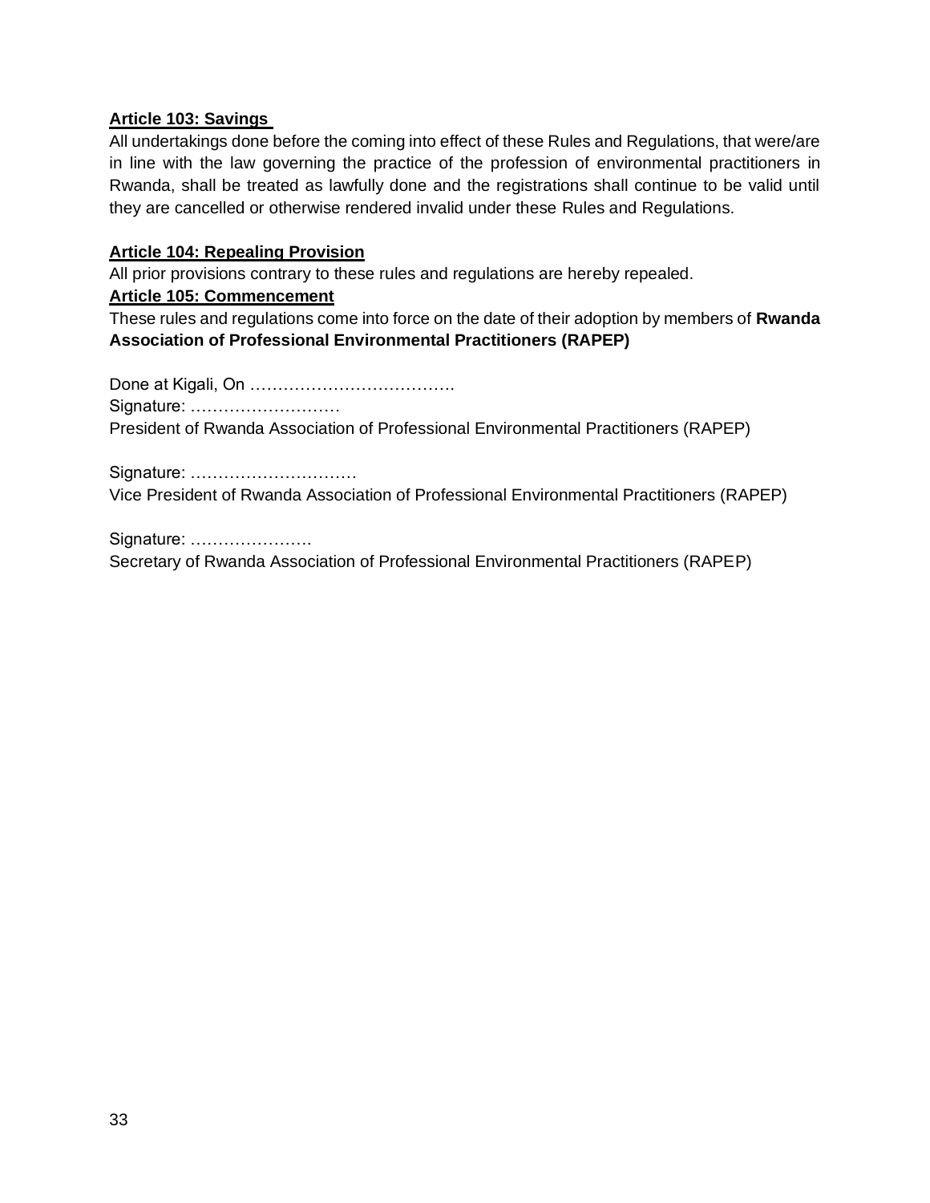**Article 103: Savings**

All undertakings done before the coming into effect of these Rules and Regulations, that were/are in line with the law governing the practice of the profession of environmental practitioners in Rwanda, shall be treated as lawfully done and the registrations shall continue to be valid until they are cancelled or otherwise rendered invalid under these Rules and Regulations.

**Article 104: Repealing Provision**

All prior provisions contrary to these rules and regulations are hereby repealed.

**Article 105: Commencement**

These rules and regulations come into force on the date of their adoption by members of **Rwanda Association of Professional Environmental Practitioners (RAPEP)**

Done at Kigali, On ……………………………….

Signature: ………………………

President of Rwanda Association of Professional Environmental Practitioners (RAPEP)

Signature: …………………………

Vice President of Rwanda Association of Professional Environmental Practitioners (RAPEP)

Signature: ………………….

Secretary of Rwanda Association of Professional Environmental Practitioners (RAPEP)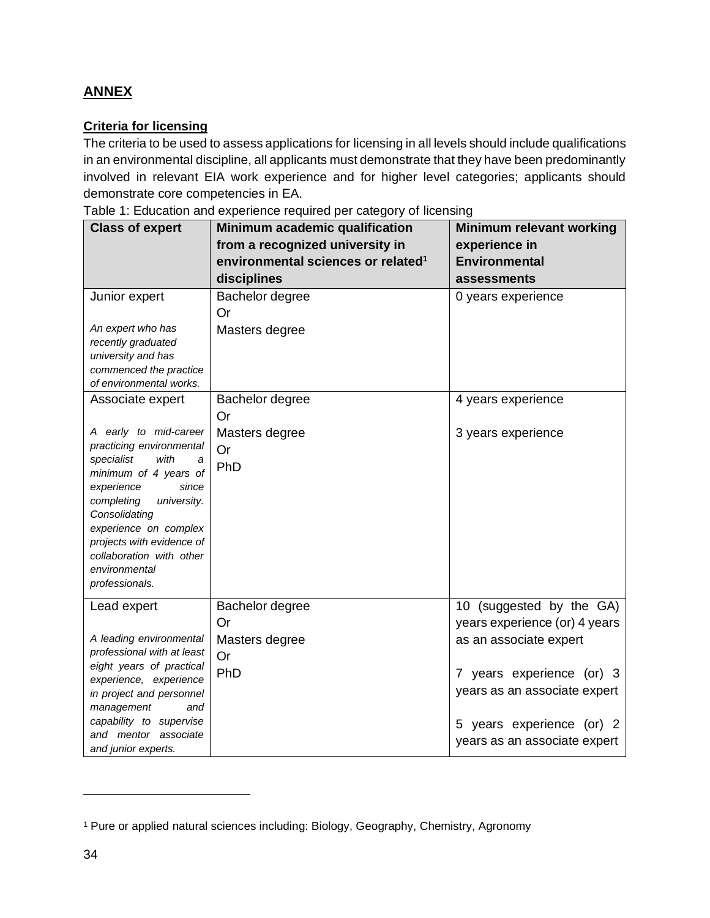## ANNEX

### Criteria for licensing

The criteria to be used to assess applications for licensing in all levels should include qualifications in an environmental discipline, all applicants must demonstrate that they have been predominantly involved in relevant EIA work experience and for higher level categories; applicants should demonstrate core competencies in EA.

Table 1: Education and experience required per category of licensing

| Class of expert | Minimum academic qualification from a recognized university in environmental sciences or related[1] disciplines | Minimum relevant working experience in Environmental assessments |
|---|---|---|
| Junior expert<br><br>*An expert who has recently graduated university and has commenced the practice of environmental works.* | Bachelor degree<br>Or<br>Masters degree | 0 years experience |
| Associate expert<br><br>*A early to mid-career practicing environmental specialist with a minimum of 4 years of experience since completing university. Consolidating experience on complex projects with evidence of collaboration with other environmental professionals.* | Bachelor degree<br>Or<br>Masters degree<br>Or<br>PhD | 4 years experience<br><br>3 years experience |
| Lead expert<br><br>*A leading environmental professional with at least eight years of practical experience, experience in project and personnel management and capability to supervise and mentor associate and junior experts.* | Bachelor degree<br>Or<br>Masters degree<br>Or<br>PhD | 10 (suggested by the GA) years experience (or) 4 years as an associate expert<br><br>7 years experience (or) 3 years as an associate expert<br><br>5 years experience (or) 2 years as an associate expert |

[1] Pure or applied natural sciences including: Biology, Geography, Chemistry, Agronomy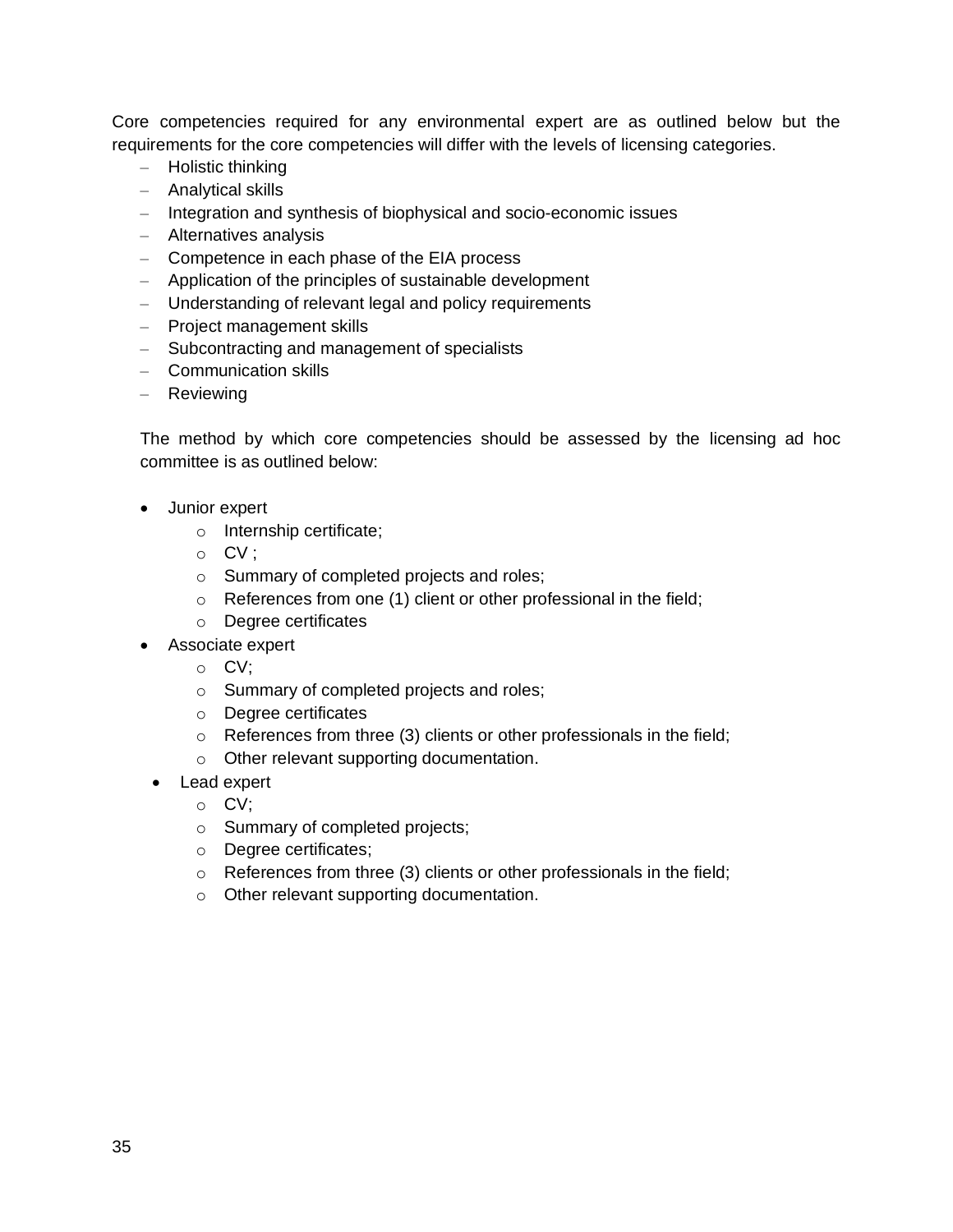Core competencies required for any environmental expert are as outlined below but the requirements for the core competencies will differ with the levels of licensing categories.

- Holistic thinking
- Analytical skills
- Integration and synthesis of biophysical and socio-economic issues
- Alternatives analysis
- Competence in each phase of the EIA process
- Application of the principles of sustainable development
- Understanding of relevant legal and policy requirements
- Project management skills
- Subcontracting and management of specialists
- Communication skills
- Reviewing

The method by which core competencies should be assessed by the licensing ad hoc committee is as outlined below:

- Junior expert
    - Internship certificate;
    - CV ;
    - Summary of completed projects and roles;
    - References from one (1) client or other professional in the field;
    - Degree certificates
- Associate expert
    - CV;
    - Summary of completed projects and roles;
    - Degree certificates
    - References from three (3) clients or other professionals in the field;
    - Other relevant supporting documentation.
- Lead expert
    - CV;
    - Summary of completed projects;
    - Degree certificates;
    - References from three (3) clients or other professionals in the field;
    - Other relevant supporting documentation.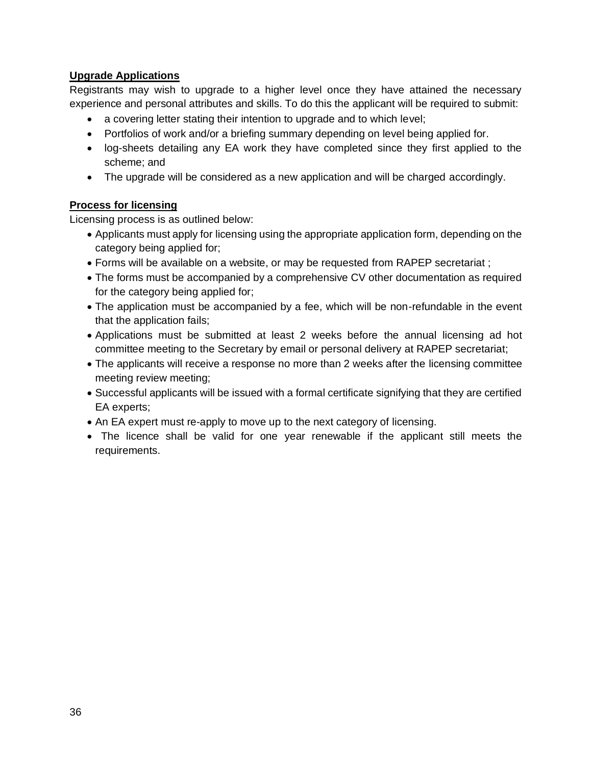**Upgrade Applications**

Registrants may wish to upgrade to a higher level once they have attained the necessary experience and personal attributes and skills. To do this the applicant will be required to submit:

- a covering letter stating their intention to upgrade and to which level;
- Portfolios of work and/or a briefing summary depending on level being applied for.
- log-sheets detailing any EA work they have completed since they first applied to the scheme; and
- The upgrade will be considered as a new application and will be charged accordingly.

**Process for licensing**

Licensing process is as outlined below:

- Applicants must apply for licensing using the appropriate application form, depending on the category being applied for;
- Forms will be available on a website, or may be requested from RAPEP secretariat ;
- The forms must be accompanied by a comprehensive CV other documentation as required for the category being applied for;
- The application must be accompanied by a fee, which will be non-refundable in the event that the application fails;
- Applications must be submitted at least 2 weeks before the annual licensing ad hot committee meeting to the Secretary by email or personal delivery at RAPEP secretariat;
- The applicants will receive a response no more than 2 weeks after the licensing committee meeting review meeting;
- Successful applicants will be issued with a formal certificate signifying that they are certified EA experts;
- An EA expert must re-apply to move up to the next category of licensing.
- The licence shall be valid for one year renewable if the applicant still meets the requirements.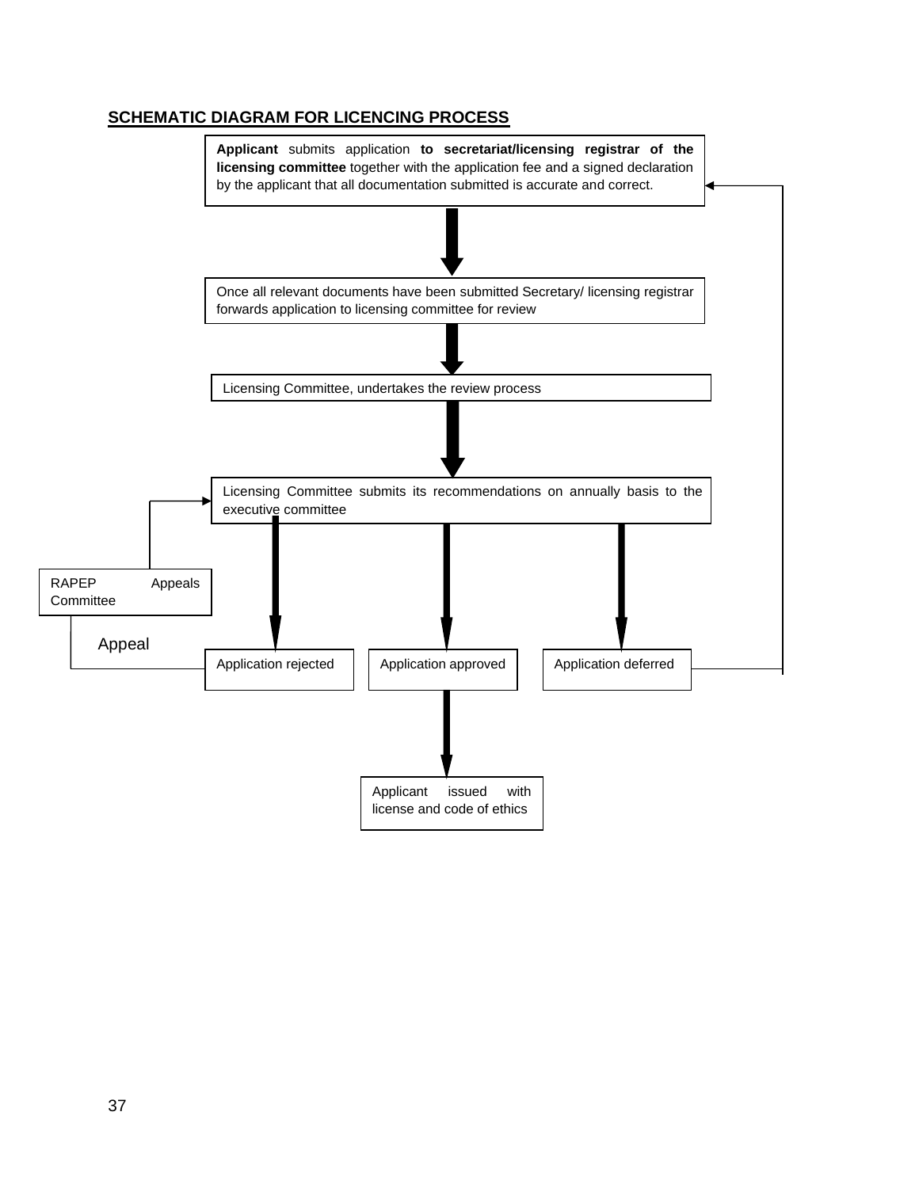## SCHEMATIC DIAGRAM FOR LICENCING PROCESS

**Applicant** submits application **to secretariat/licensing registrar of the licensing committee** together with the application fee and a signed declaration by the applicant that all documentation submitted is accurate and correct.

Once all relevant documents have been submitted Secretary/ licensing registrar forwards application to licensing committee for review

Licensing Committee, undertakes the review process

Licensing Committee submits its recommendations on annually basis to the executive committee

RAPEP Appeals Committee

Appeal

Application rejected

Application approved

Application deferred

Applicant issued with license and code of ethics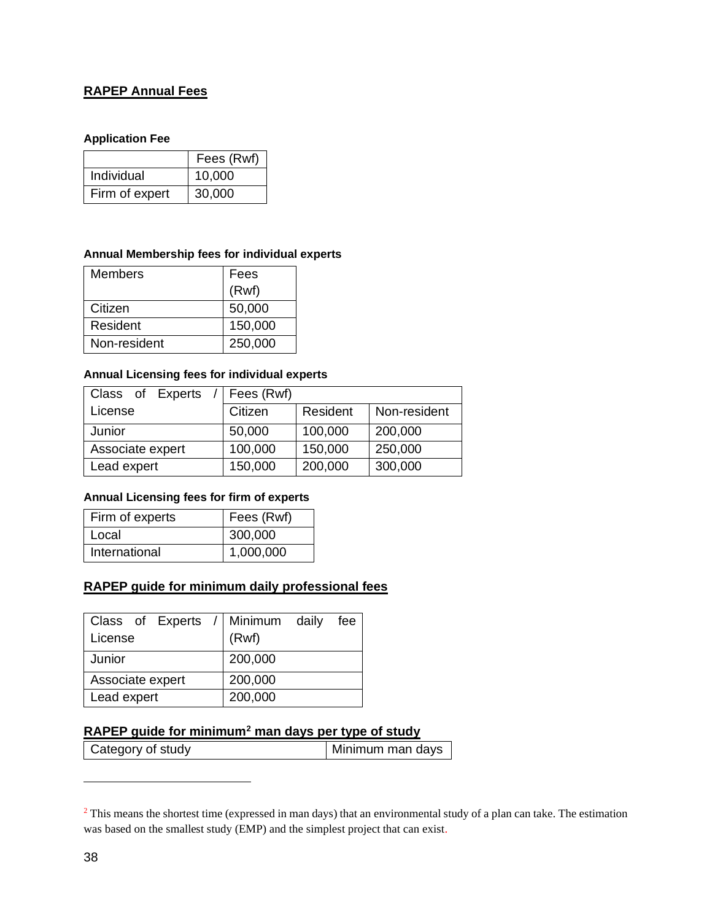## RAPEP Annual Fees

#### Application Fee

| | Fees (Rwf) |
|---|---|
| Individual | 10,000 |
| Firm of expert | 30,000 |

#### Annual Membership fees for individual experts

| Members | Fees (Rwf) |
|---|---|
| Citizen | 50,000 |
| Resident | 150,000 |
| Non-resident | 250,000 |

#### Annual Licensing fees for individual experts

| Class of Experts / License | Fees (Rwf) | | |
|---|---|---|---|
| | Citizen | Resident | Non-resident |
| Junior | 50,000 | 100,000 | 200,000 |
| Associate expert | 100,000 | 150,000 | 250,000 |
| Lead expert | 150,000 | 200,000 | 300,000 |

#### Annual Licensing fees for firm of experts

| Firm of experts | Fees (Rwf) |
|---|---|
| Local | 300,000 |
| International | 1,000,000 |

## RAPEP guide for minimum daily professional fees

| Class of Experts / License | Minimum daily fee (Rwf) |
|---|---|
| Junior | 200,000 |
| Associate expert | 200,000 |
| Lead expert | 200,000 |

## RAPEP guide for minimum[2] man days per type of study

| Category of study | Minimum man days |
|---|---|

[2] This means the shortest time (expressed in man days) that an environmental study of a plan can take. The estimation was based on the smallest study (EMP) and the simplest project that can exist.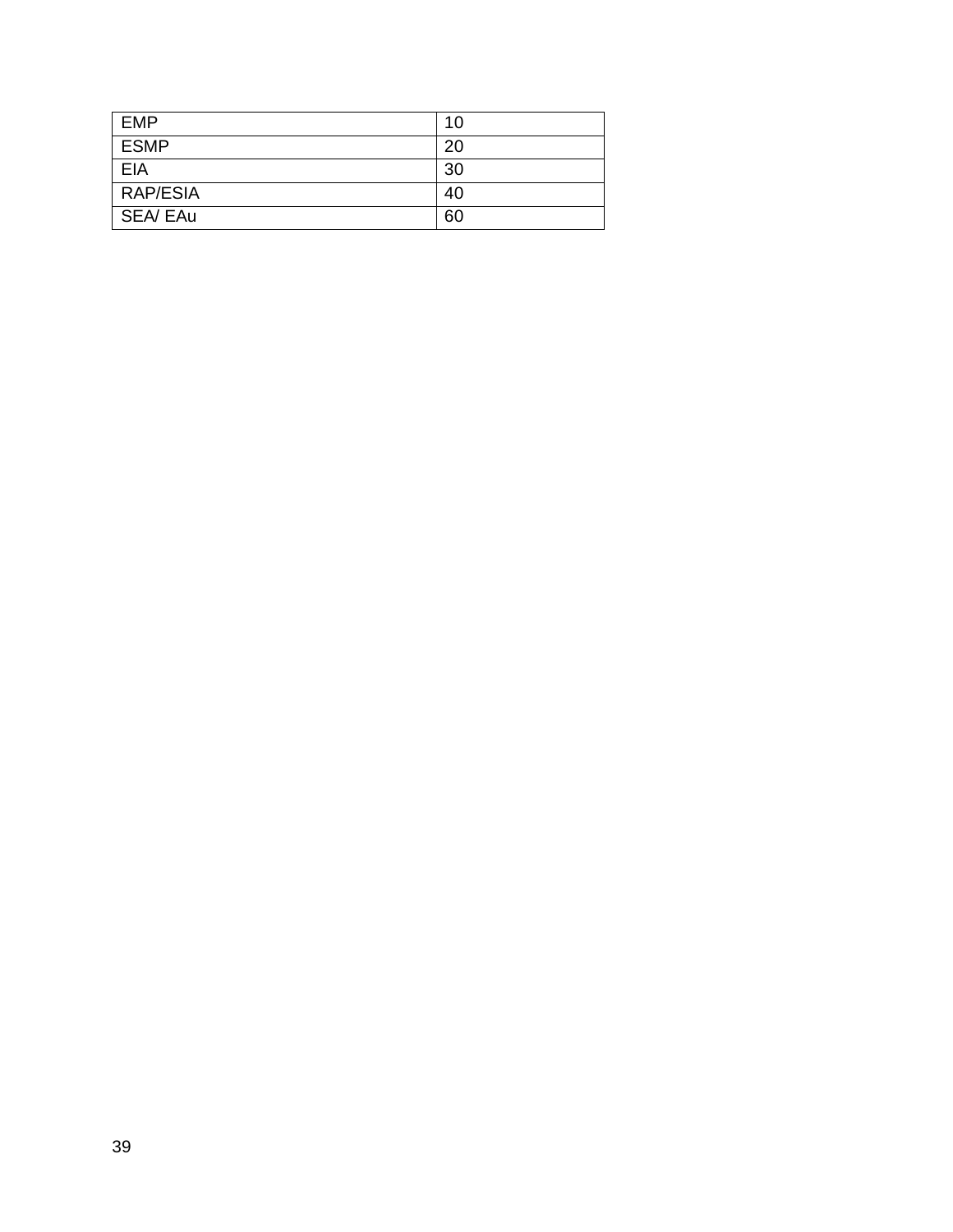| EMP | 10 |
|---|---|
| ESMP | 20 |
| EIA | 30 |
| RAP/ESIA | 40 |
| SEA/ EAu | 60 |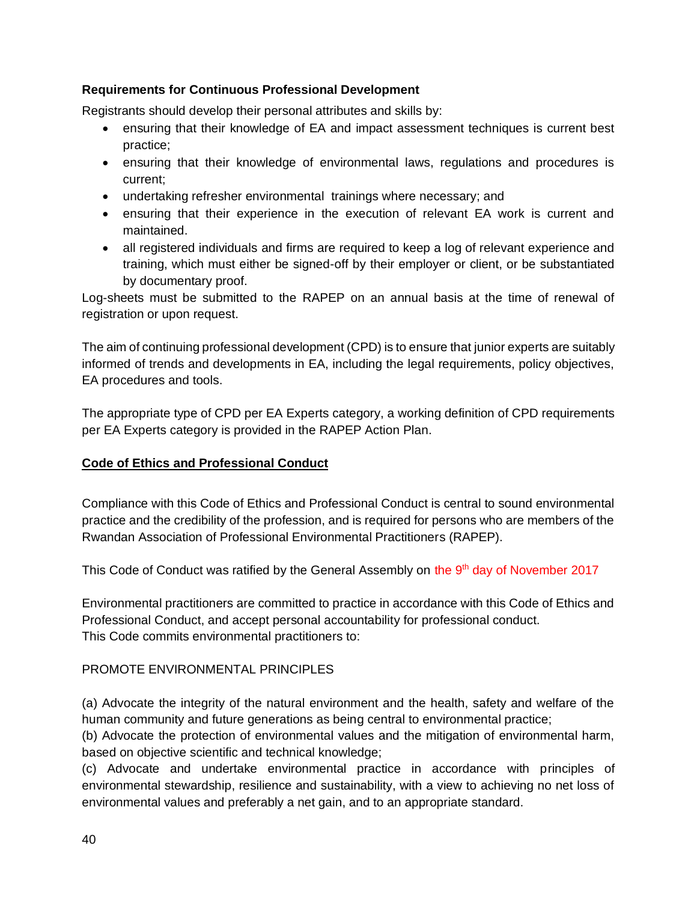**Requirements for Continuous Professional Development**

Registrants should develop their personal attributes and skills by:

- ensuring that their knowledge of EA and impact assessment techniques is current best practice;
- ensuring that their knowledge of environmental laws, regulations and procedures is current;
- undertaking refresher environmental trainings where necessary; and
- ensuring that their experience in the execution of relevant EA work is current and maintained.
- all registered individuals and firms are required to keep a log of relevant experience and training, which must either be signed-off by their employer or client, or be substantiated by documentary proof.

Log-sheets must be submitted to the RAPEP on an annual basis at the time of renewal of registration or upon request.

The aim of continuing professional development (CPD) is to ensure that junior experts are suitably informed of trends and developments in EA, including the legal requirements, policy objectives, EA procedures and tools.

The appropriate type of CPD per EA Experts category, a working definition of CPD requirements per EA Experts category is provided in the RAPEP Action Plan.

**Code of Ethics and Professional Conduct**

Compliance with this Code of Ethics and Professional Conduct is central to sound environmental practice and the credibility of the profession, and is required for persons who are members of the Rwandan Association of Professional Environmental Practitioners (RAPEP).

This Code of Conduct was ratified by the General Assembly on the 9th day of November 2017

Environmental practitioners are committed to practice in accordance with this Code of Ethics and Professional Conduct, and accept personal accountability for professional conduct.
This Code commits environmental practitioners to:

PROMOTE ENVIRONMENTAL PRINCIPLES

(a) Advocate the integrity of the natural environment and the health, safety and welfare of the human community and future generations as being central to environmental practice;
(b) Advocate the protection of environmental values and the mitigation of environmental harm, based on objective scientific and technical knowledge;
(c) Advocate and undertake environmental practice in accordance with principles of environmental stewardship, resilience and sustainability, with a view to achieving no net loss of environmental values and preferably a net gain, and to an appropriate standard.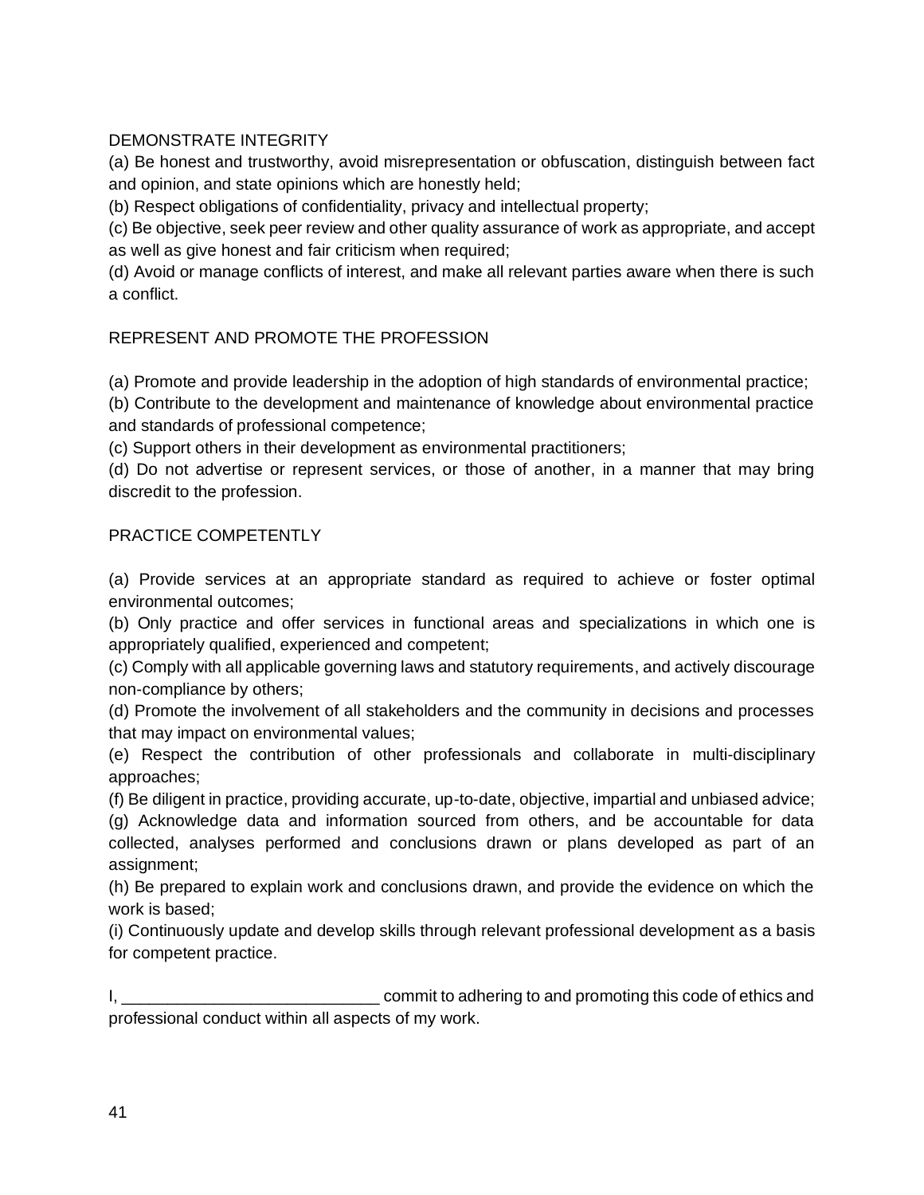## DEMONSTRATE INTEGRITY

(a) Be honest and trustworthy, avoid misrepresentation or obfuscation, distinguish between fact and opinion, and state opinions which are honestly held;
(b) Respect obligations of confidentiality, privacy and intellectual property;
(c) Be objective, seek peer review and other quality assurance of work as appropriate, and accept as well as give honest and fair criticism when required;
(d) Avoid or manage conflicts of interest, and make all relevant parties aware when there is such a conflict.

## REPRESENT AND PROMOTE THE PROFESSION

(a) Promote and provide leadership in the adoption of high standards of environmental practice;
(b) Contribute to the development and maintenance of knowledge about environmental practice and standards of professional competence;
(c) Support others in their development as environmental practitioners;
(d) Do not advertise or represent services, or those of another, in a manner that may bring discredit to the profession.

## PRACTICE COMPETENTLY

(a) Provide services at an appropriate standard as required to achieve or foster optimal environmental outcomes;
(b) Only practice and offer services in functional areas and specializations in which one is appropriately qualified, experienced and competent;
(c) Comply with all applicable governing laws and statutory requirements, and actively discourage non-compliance by others;
(d) Promote the involvement of all stakeholders and the community in decisions and processes that may impact on environmental values;
(e) Respect the contribution of other professionals and collaborate in multi-disciplinary approaches;
(f) Be diligent in practice, providing accurate, up-to-date, objective, impartial and unbiased advice;
(g) Acknowledge data and information sourced from others, and be accountable for data collected, analyses performed and conclusions drawn or plans developed as part of an assignment;
(h) Be prepared to explain work and conclusions drawn, and provide the evidence on which the work is based;
(i) Continuously update and develop skills through relevant professional development as a basis for competent practice.

I, ___________________________ commit to adhering to and promoting this code of ethics and professional conduct within all aspects of my work.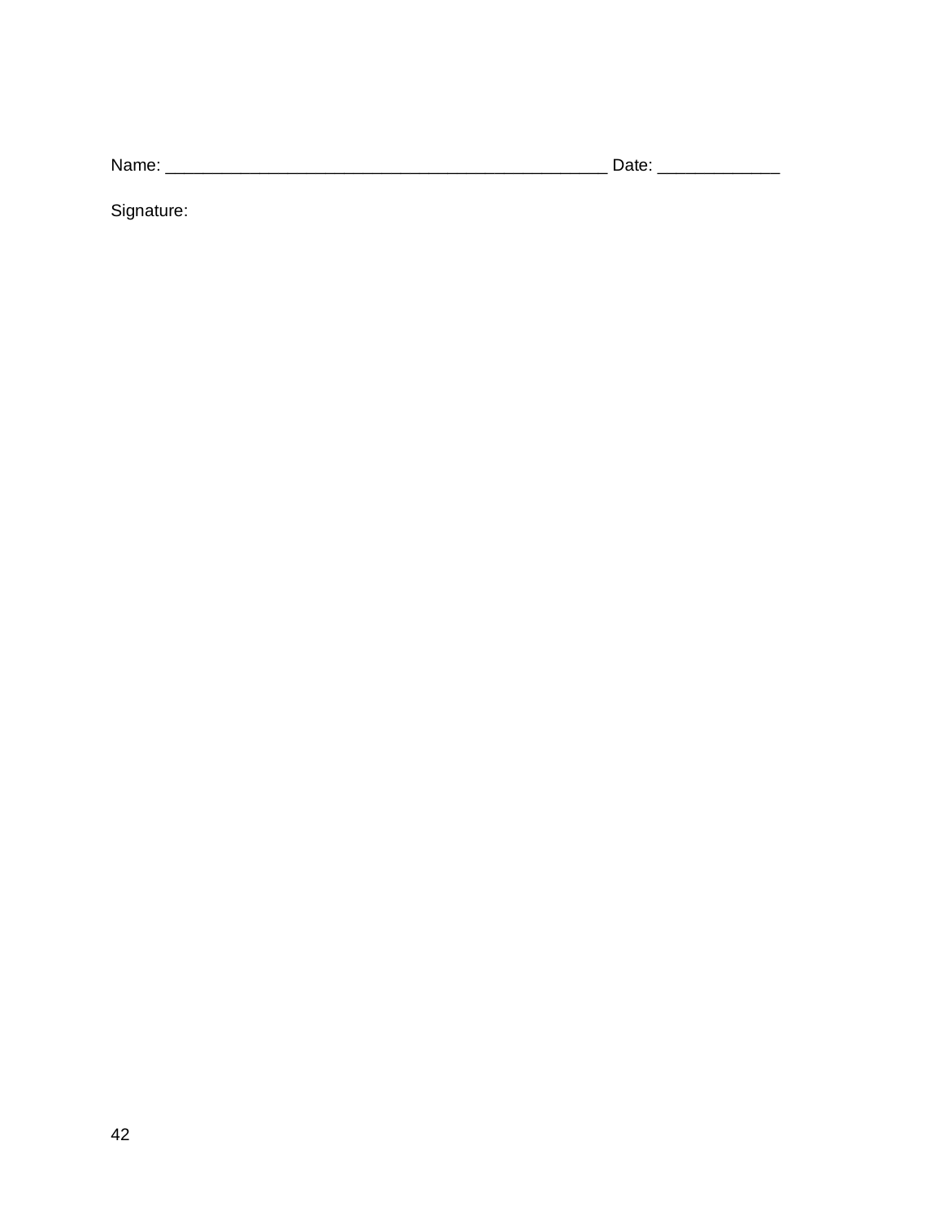Name: _______________________________________________ Date: _____________

Signature: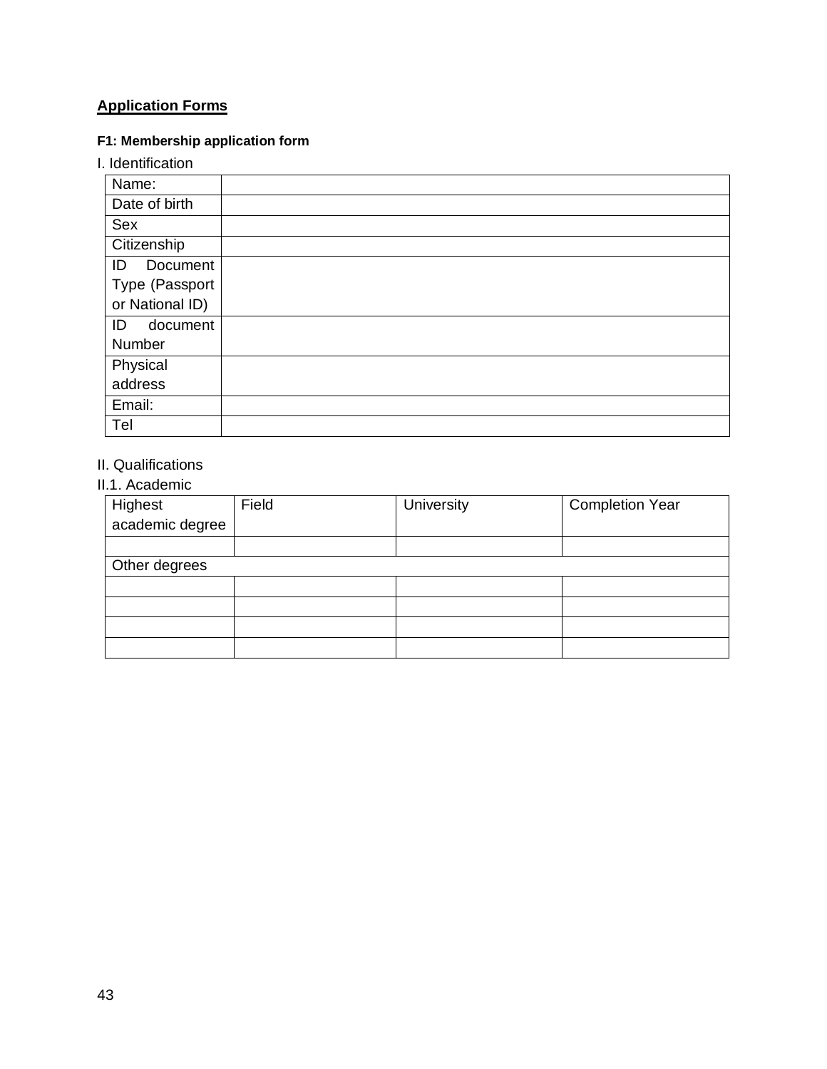## Application Forms

### F1: Membership application form

I. Identification

| Name: | |
|---|---|
| Date of birth | |
| Sex | |
| Citizenship | |
| ID Document Type (Passport or National ID) | |
| ID document Number | |
| Physical address | |
| Email: | |
| Tel | |

II. Qualifications

II.1. Academic

| Highest academic degree | Field | University | Completion Year |
|---|---|---|---|
| | | | |
| Other degrees | | | |
| | | | |
| | | | |
| | | | |
| | | | |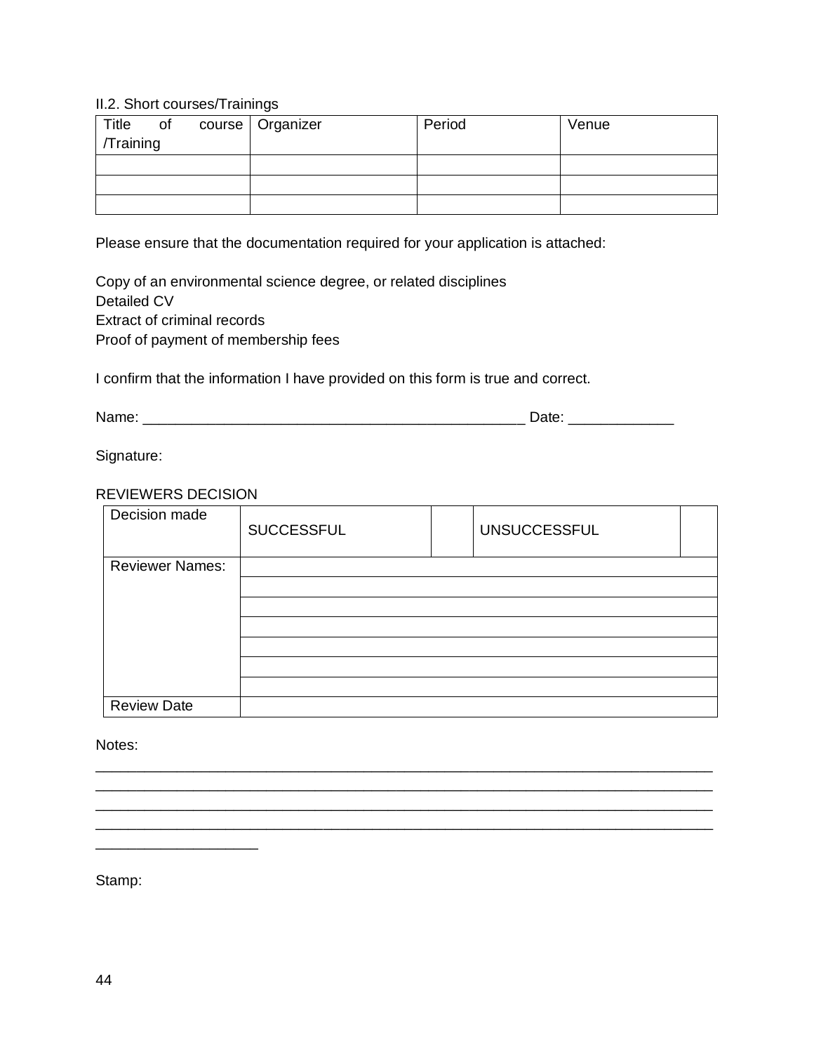II.2. Short courses/Trainings

| Title of course /Training | Organizer | Period | Venue |
|---|---|---|---|
| | | | |
| | | | |
| | | | |

Please ensure that the documentation required for your application is attached:

Copy of an environmental science degree, or related disciplines
Detailed CV
Extract of criminal records
Proof of payment of membership fees

I confirm that the information I have provided on this form is true and correct.

Name: _______________________________________________ Date: _____________

Signature:

REVIEWERS DECISION

| Decision made | SUCCESSFUL | | UNSUCCESSFUL | |
|---|---|---|---|---|
| Reviewer Names: | | | | |
| | | | | |
| | | | | |
| | | | | |
| | | | | |
| | | | | |
| | | | | |
| Review Date | | | | |

Notes:

_____________________________________________________________________________
_____________________________________________________________________________
_____________________________________________________________________________
_____________________________________________________________________________
____________________

Stamp: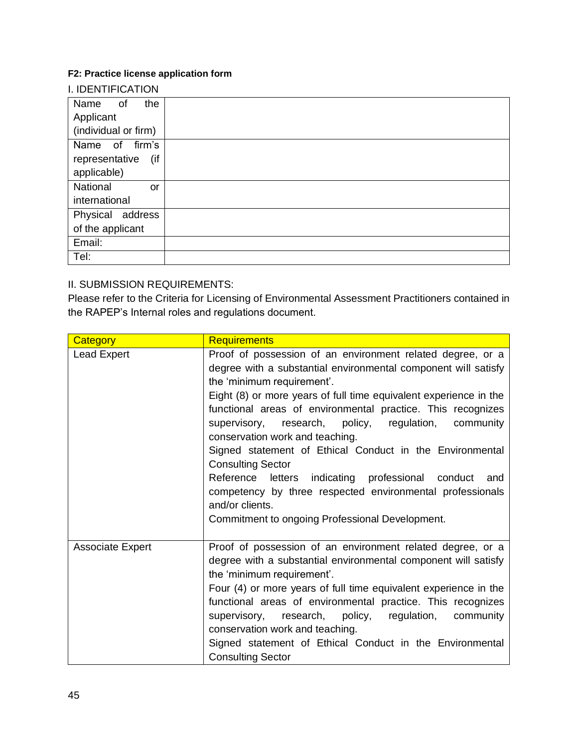**F2: Practice license application form**

I. IDENTIFICATION

| Name of the Applicant (individual or firm) | |
|---|---|
| Name of firm's representative (if applicable) | |
| National or international | |
| Physical address of the applicant | |
| Email: | |
| Tel: | |

II. SUBMISSION REQUIREMENTS:

Please refer to the Criteria for Licensing of Environmental Assessment Practitioners contained in the RAPEP's Internal roles and regulations document.

| Category | Requirements |
|---|---|
| Lead Expert | Proof of possession of an environment related degree, or a degree with a substantial environmental component will satisfy the 'minimum requirement'.<br>Eight (8) or more years of full time equivalent experience in the functional areas of environmental practice. This recognizes supervisory, research, policy, regulation, community conservation work and teaching.<br>Signed statement of Ethical Conduct in the Environmental Consulting Sector<br>Reference letters indicating professional conduct and competency by three respected environmental professionals and/or clients.<br>Commitment to ongoing Professional Development. |
| Associate Expert | Proof of possession of an environment related degree, or a degree with a substantial environmental component will satisfy the 'minimum requirement'.<br>Four (4) or more years of full time equivalent experience in the functional areas of environmental practice. This recognizes supervisory, research, policy, regulation, community conservation work and teaching.<br>Signed statement of Ethical Conduct in the Environmental Consulting Sector |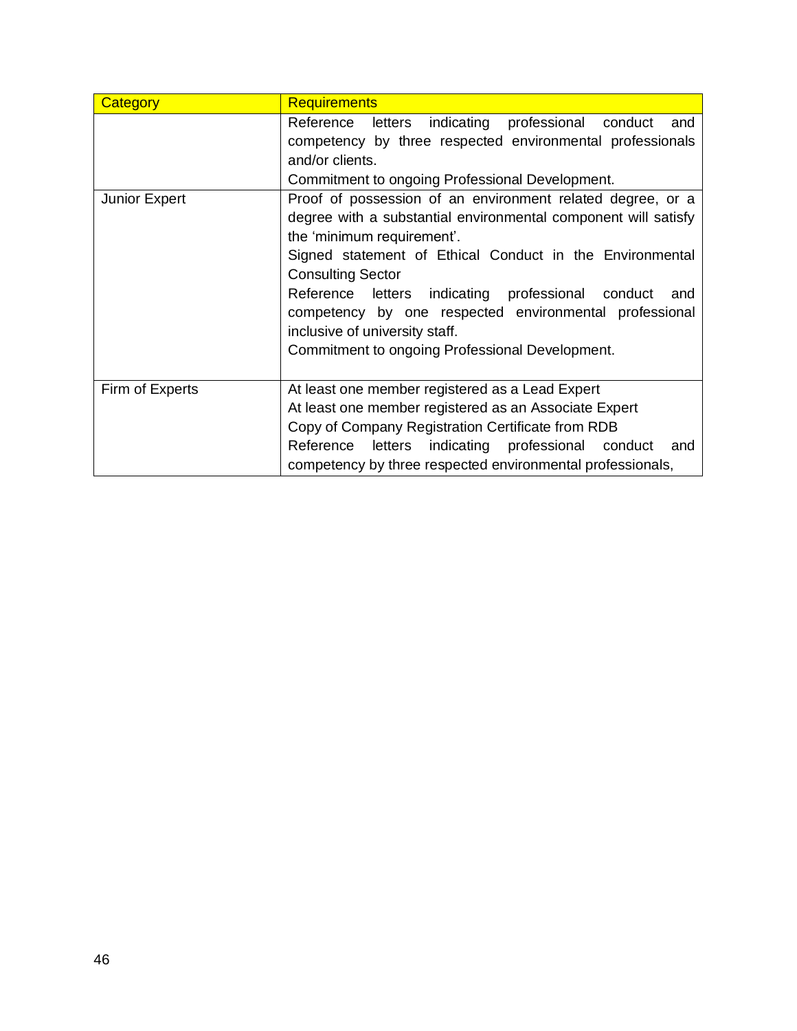| Category | Requirements |
| --- | --- |
| | Reference letters indicating professional conduct and competency by three respected environmental professionals and/or clients.<br>Commitment to ongoing Professional Development. |
| Junior Expert | Proof of possession of an environment related degree, or a degree with a substantial environmental component will satisfy the 'minimum requirement'.<br>Signed statement of Ethical Conduct in the Environmental Consulting Sector<br>Reference letters indicating professional conduct and competency by one respected environmental professional inclusive of university staff.<br>Commitment to ongoing Professional Development. |
| Firm of Experts | At least one member registered as a Lead Expert<br>At least one member registered as an Associate Expert<br>Copy of Company Registration Certificate from RDB<br>Reference letters indicating professional conduct and competency by three respected environmental professionals, |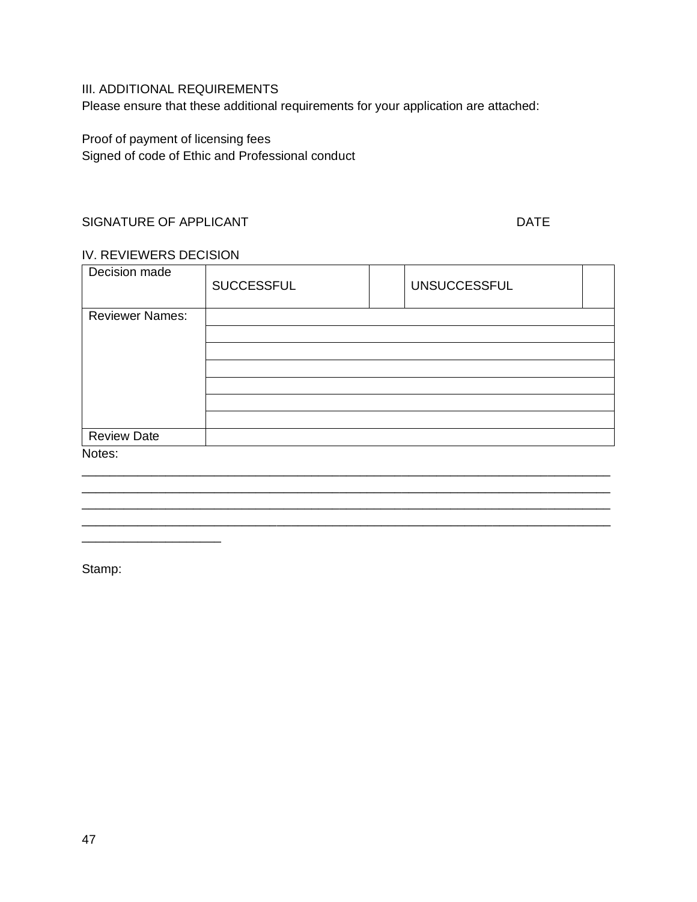III. ADDITIONAL REQUIREMENTS

Please ensure that these additional requirements for your application are attached:

Proof of payment of licensing fees

Signed of code of Ethic and Professional conduct

SIGNATURE OF APPLICANT DATE

IV. REVIEWERS DECISION

| | | | | |
|---|---|---|---|---|
| Decision made | SUCCESSFUL | | UNSUCCESSFUL | |
| Reviewer Names: | | | | |
| | | | | |
| | | | | |
| | | | | |
| | | | | |
| | | | | |
| | | | | |
| Review Date | | | | |

Notes:

____________________________________________________________________________
____________________________________________________________________________
____________________________________________________________________________
____________________________________________________________________________
____________________

Stamp: